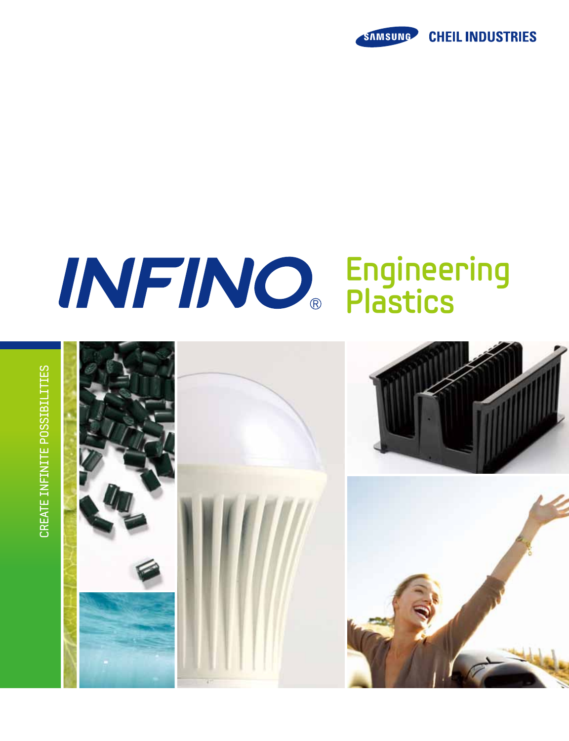SAMSUNG CHEIL INDUSTRIES

# INFINO® Engineering Plastics

CREATE INFINITE POSSIBILITIES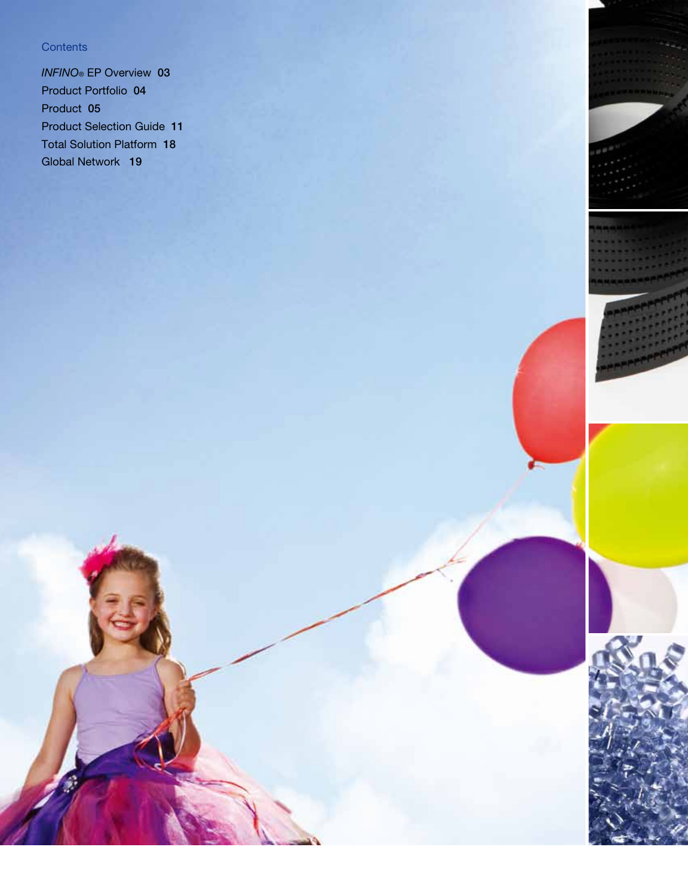Contents

*INFINO*® EP Overview 03
Product Portfolio 04
Product 05
Product Selection Guide 11
Total Solution Platform 18
Global Network 19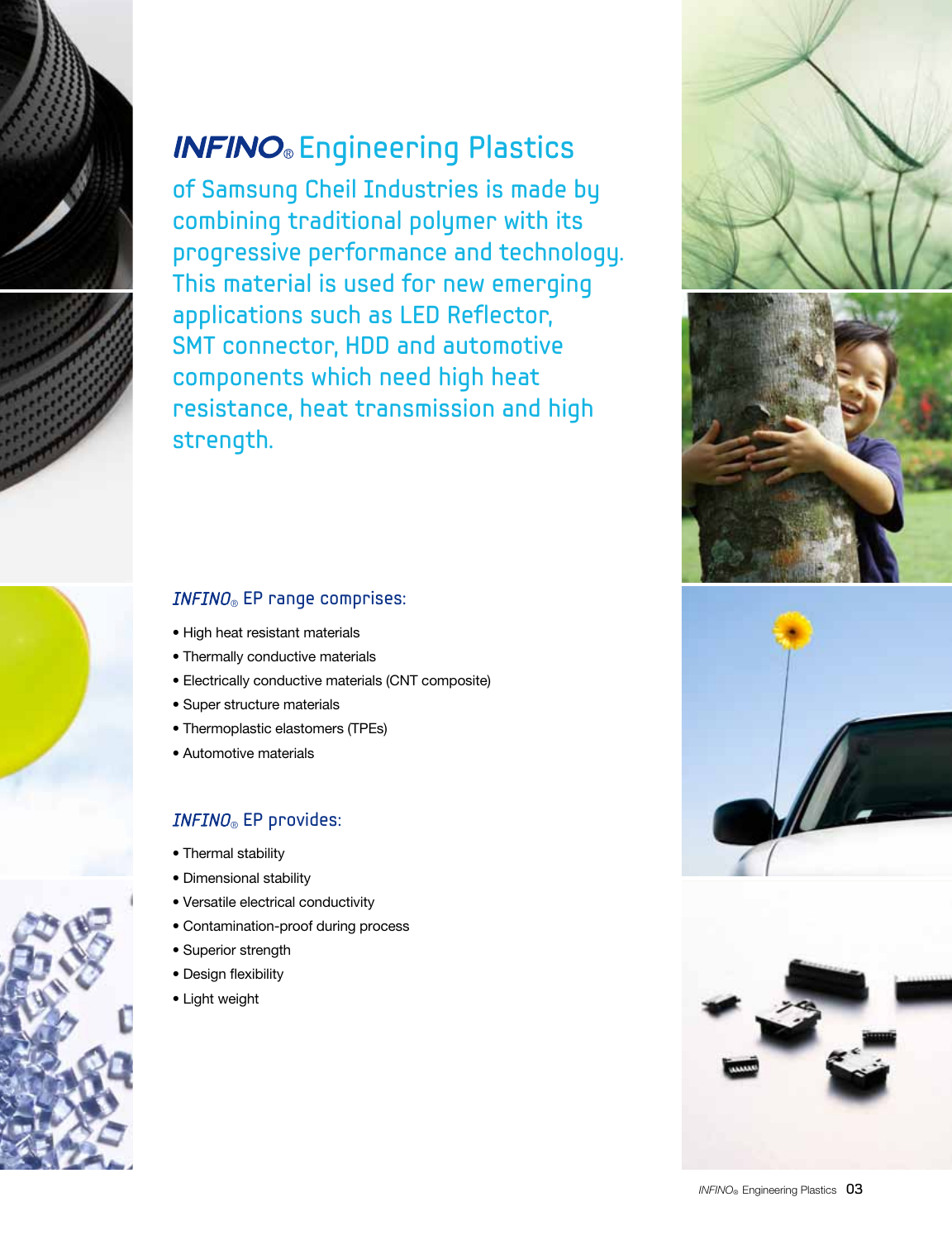# *INFINO*® Engineering Plastics

of Samsung Cheil Industries is made by combining traditional polymer with its progressive performance and technology. This material is used for new emerging applications such as LED Reflector, SMT connector, HDD and automotive components which need high heat resistance, heat transmission and high strength.

### *INFINO*® EP range comprises:

- High heat resistant materials
- Thermally conductive materials
- Electrically conductive materials (CNT composite)
- Super structure materials
- Thermoplastic elastomers (TPEs)
- Automotive materials

### *INFINO*® EP provides:

- Thermal stability
- Dimensional stability
- Versatile electrical conductivity
- Contamination-proof during process
- Superior strength
- Design flexibility
- Light weight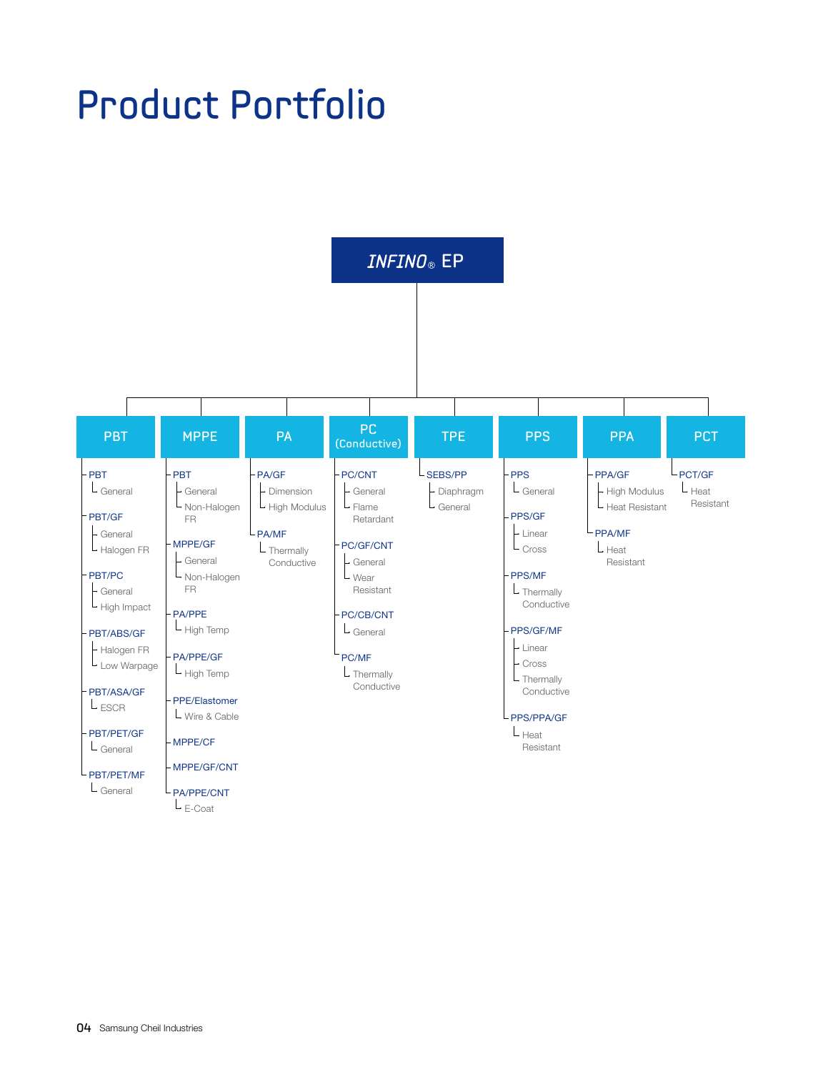# Product Portfolio

## INFINO® EP

### PBT
- PBT
  - General
- PBT/GF
  - General
  - Halogen FR
- PBT/PC
  - General
  - High Impact
- PBT/ABS/GF
  - Halogen FR
  - Low Warpage
- PBT/ASA/GF
  - ESCR
- PBT/PET/GF
  - General
- PBT/PET/MF
  - General

### MPPE
- PBT
  - General
  - Non-Halogen FR
- MPPE/GF
  - General
  - Non-Halogen FR
- PA/PPE
  - High Temp
- PA/PPE/GF
  - High Temp
- PPE/Elastomer
  - Wire & Cable
- MPPE/CF
- MPPE/GF/CNT
- PA/PPE/CNT
  - E-Coat

### PA
- PA/GF
  - Dimension
  - High Modulus
- PA/MF
  - Thermally Conductive

### PC (Conductive)
- PC/CNT
  - General
  - Flame Retardant
- PC/GF/CNT
  - General
  - Wear Resistant
- PC/CB/CNT
  - General
- PC/MF
  - Thermally Conductive

### TPE
- SEBS/PP
  - Diaphragm
  - General

### PPS
- PPS
  - General
- PPS/GF
  - Linear
  - Cross
- PPS/MF
  - Thermally Conductive
- PPS/GF/MF
  - Linear
  - Cross
  - Thermally Conductive
- PPS/PPA/GF
  - Heat Resistant

### PPA
- PPA/GF
  - High Modulus
  - Heat Resistant
- PPA/MF
  - Heat Resistant

### PCT
- PCT/GF
  - Heat Resistant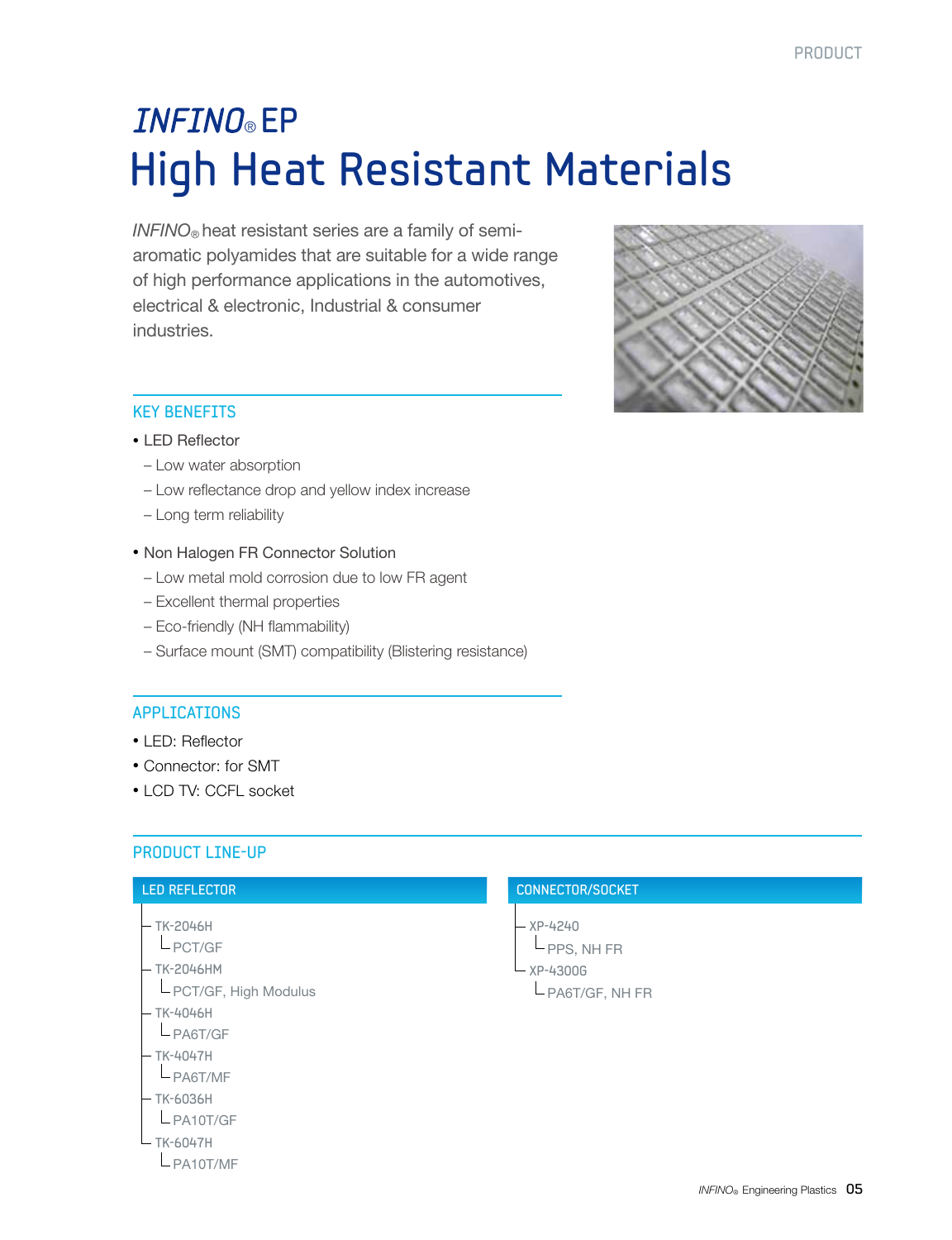# *INFINO*® EP

# High Heat Resistant Materials

*INFINO*® heat resistant series are a family of semi-aromatic polyamides that are suitable for a wide range of high performance applications in the automotives, electrical & electronic, Industrial & consumer industries.

## KEY BENEFITS

- LED Reflector
  - Low water absorption
  - Low reflectance drop and yellow index increase
  - Long term reliability
- Non Halogen FR Connector Solution
  - Low metal mold corrosion due to low FR agent
  - Excellent thermal properties
  - Eco-friendly (NH flammability)
  - Surface mount (SMT) compatibility (Blistering resistance)

## APPLICATIONS

- LED: Reflector
- Connector: for SMT
- LCD TV: CCFL socket

## PRODUCT LINE-UP

### LED REFLECTOR

- TK-2046H
  - PCT/GF
- TK-2046HM
  - PCT/GF, High Modulus
- TK-4046H
  - PA6T/GF
- TK-4047H
  - PA6T/MF
- TK-6036H
  - PA10T/GF
- TK-6047H
  - PA10T/MF

### CONNECTOR/SOCKET

- XP-4240
  - PPS, NH FR
- XP-4300G
  - PA6T/GF, NH FR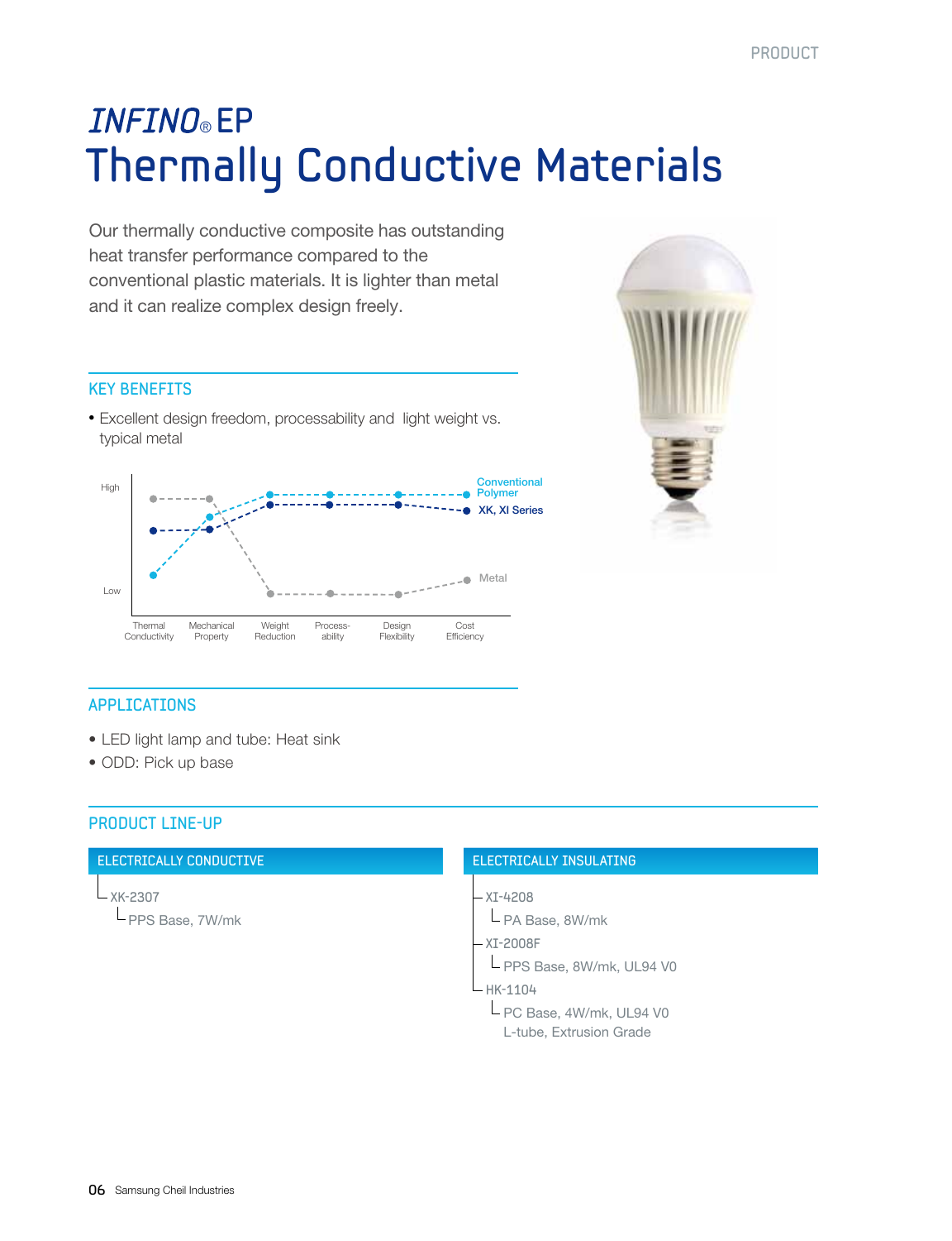# *INFINO*® EP
# Thermally Conductive Materials

Our thermally conductive composite has outstanding heat transfer performance compared to the conventional plastic materials. It is lighter than metal and it can realize complex design freely.

## KEY BENEFITS

- Excellent design freedom, processability and light weight vs. typical metal

High

Low

Conventional Polymer

XK, XI Series

Metal

Thermal Conductivity | Mechanical Property | Weight Reduction | Process-ability | Design Flexibility | Cost Efficiency

## APPLICATIONS

- LED light lamp and tube: Heat sink
- ODD: Pick up base

## PRODUCT LINE-UP

### ELECTRICALLY CONDUCTIVE

- XK-2307
  - PPS Base, 7W/mk

### ELECTRICALLY INSULATING

- XI-4208
  - PA Base, 8W/mk
- XI-2008F
  - PPS Base, 8W/mk, UL94 V0
- HK-1104
  - PC Base, 4W/mk, UL94 V0
    L-tube, Extrusion Grade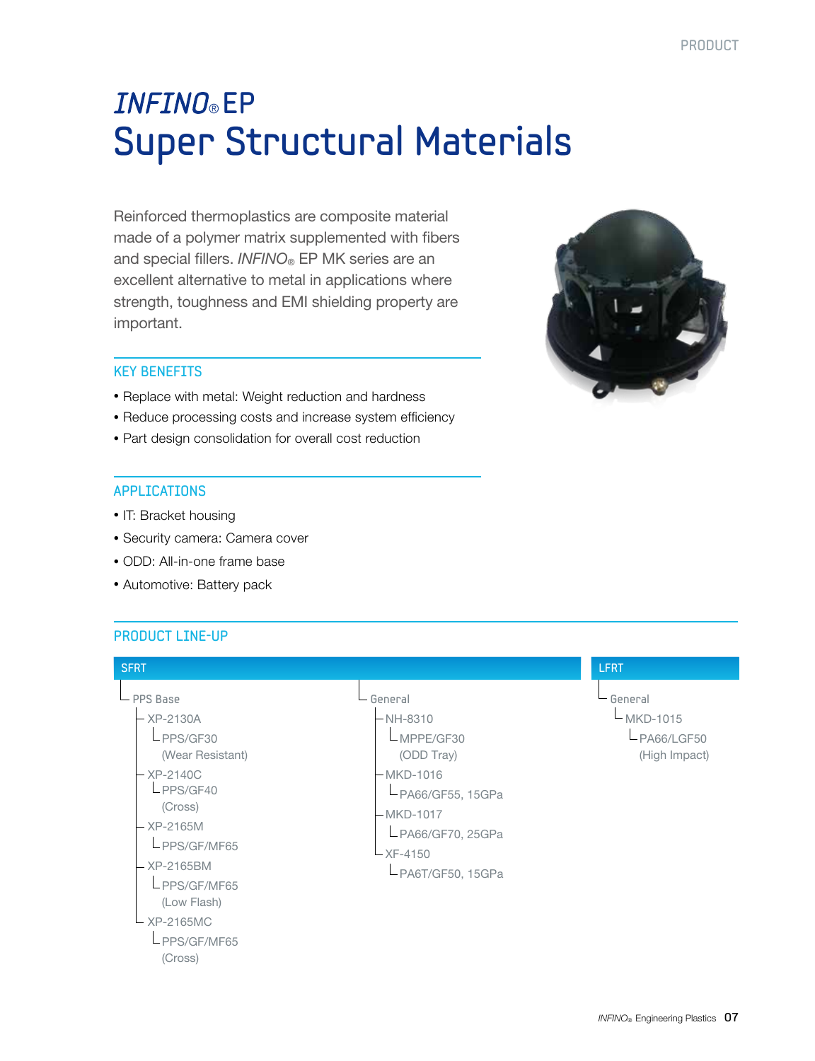# *INFINO*® EP
# Super Structural Materials

Reinforced thermoplastics are composite material made of a polymer matrix supplemented with fibers and special fillers. *INFINO*® EP MK series are an excellent alternative to metal in applications where strength, toughness and EMI shielding property are important.

## KEY BENEFITS

- Replace with metal: Weight reduction and hardness
- Reduce processing costs and increase system efficiency
- Part design consolidation for overall cost reduction

## APPLICATIONS

- IT: Bracket housing
- Security camera: Camera cover
- ODD: All-in-one frame base
- Automotive: Battery pack

## PRODUCT LINE-UP

### SFRT

- PPS Base
  - XP-2130A
    - PPS/GF30 (Wear Resistant)
  - XP-2140C
    - PPS/GF40 (Cross)
  - XP-2165M
    - PPS/GF/MF65
  - XP-2165BM
    - PPS/GF/MF65 (Low Flash)
  - XP-2165MC
    - PPS/GF/MF65 (Cross)
- General
  - NH-8310
    - MPPE/GF30 (ODD Tray)
  - MKD-1016
    - PA66/GF55, 15GPa
  - MKD-1017
    - PA66/GF70, 25GPa
  - XF-4150
    - PA6T/GF50, 15GPa

### LFRT

- General
  - MKD-1015
    - PA66/LGF50 (High Impact)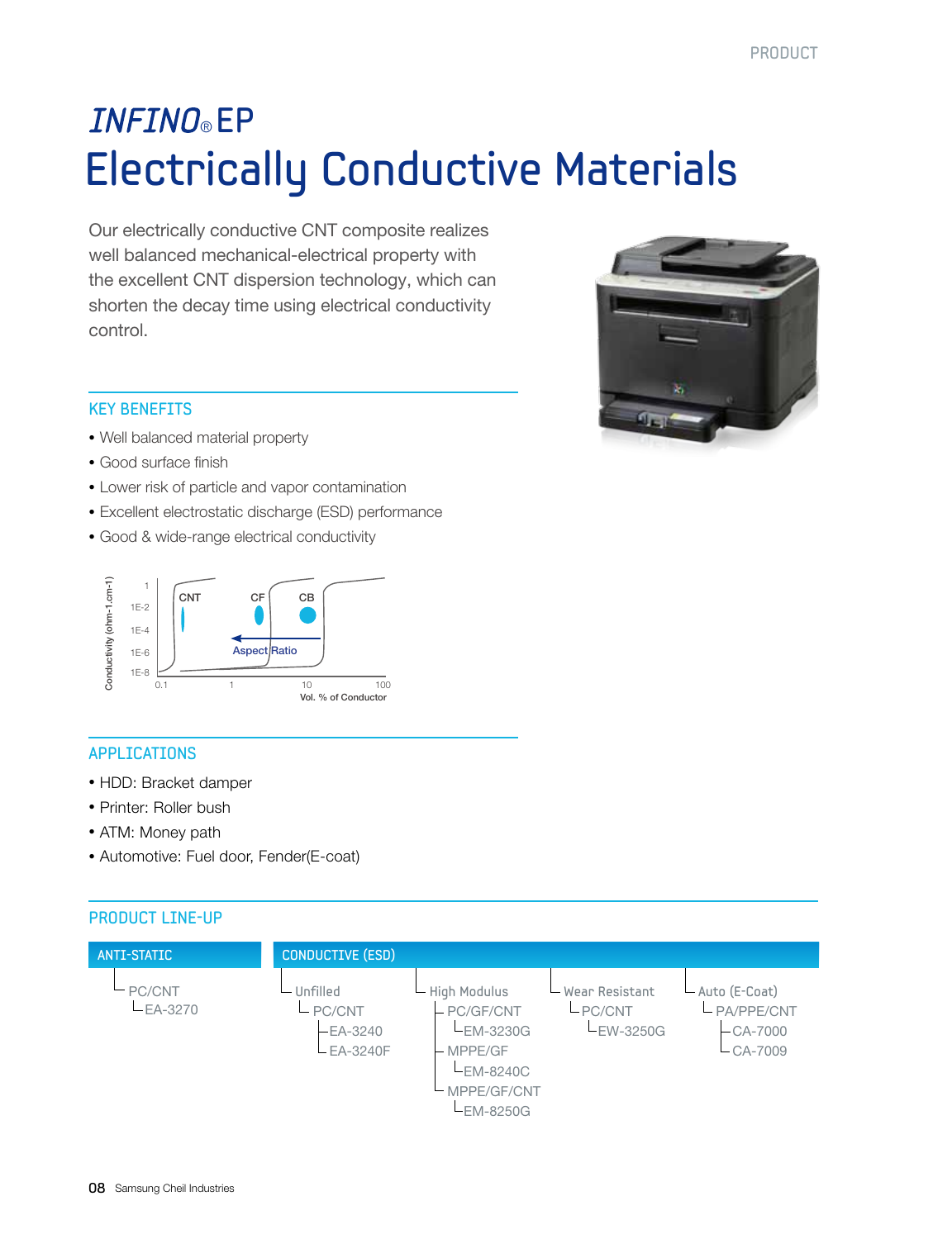# *INFINO®* EP

# Electrically Conductive Materials

Our electrically conductive CNT composite realizes well balanced mechanical-electrical property with the excellent CNT dispersion technology, which can shorten the decay time using electrical conductivity control.

## KEY BENEFITS

- Well balanced material property
- Good surface finish
- Lower risk of particle and vapor contamination
- Excellent electrostatic discharge (ESD) performance
- Good & wide-range electrical conductivity

## APPLICATIONS

- HDD: Bracket damper
- Printer: Roller bush
- ATM: Money path
- Automotive: Fuel door, Fender(E-coat)

## PRODUCT LINE-UP

**ANTI-STATIC**

- PC/CNT
  - EA-3270

**CONDUCTIVE (ESD)**

- Unfilled
  - PC/CNT
    - EA-3240
    - EA-3240F
- High Modulus
  - PC/GF/CNT
    - EM-3230G
  - MPPE/GF
    - EM-8240C
  - MPPE/GF/CNT
    - EM-8250G
- Wear Resistant
  - PC/CNT
    - EW-3250G
- Auto (E-Coat)
  - PA/PPE/CNT
    - CA-7000
    - CA-7009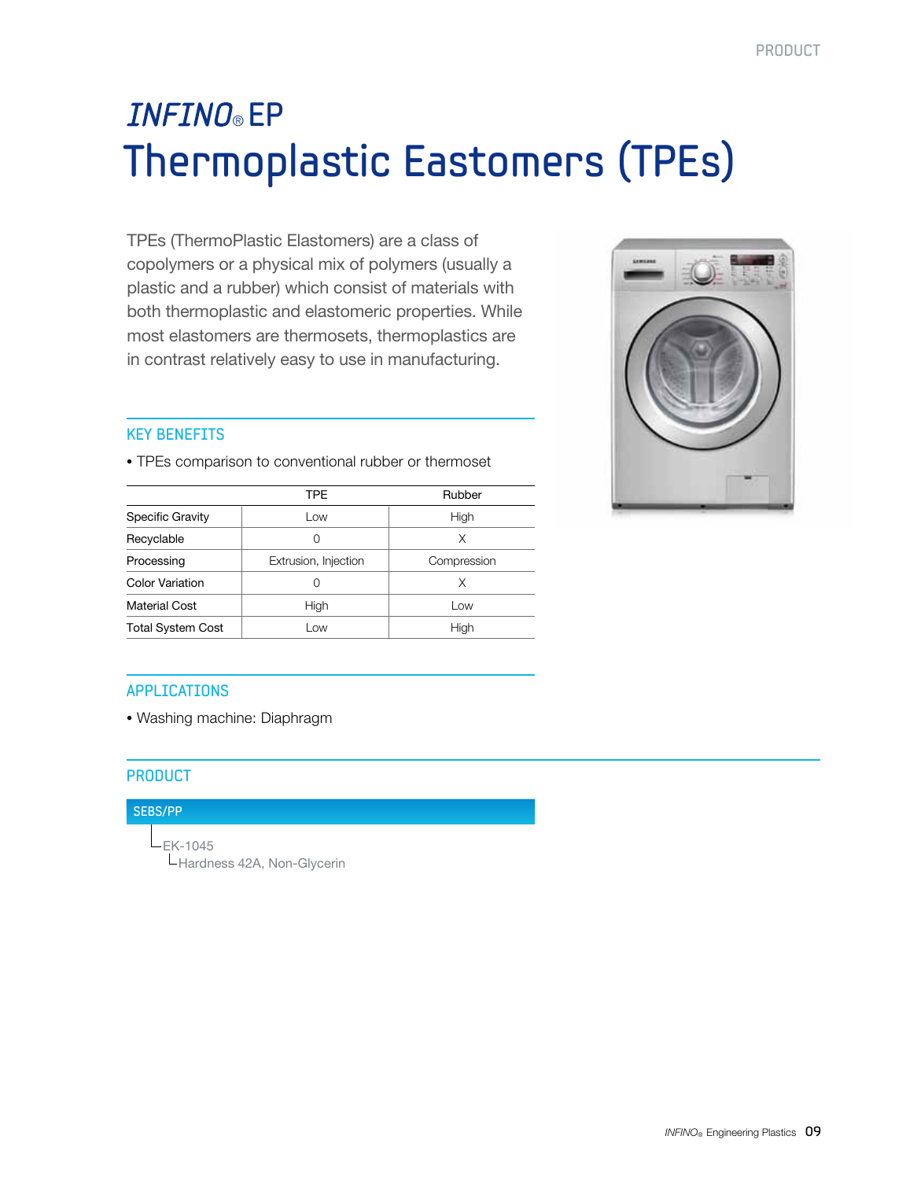# *INFINO*® EP

# Thermoplastic Eastomers (TPEs)

TPEs (ThermoPlastic Elastomers) are a class of copolymers or a physical mix of polymers (usually a plastic and a rubber) which consist of materials with both thermoplastic and elastomeric properties. While most elastomers are thermosets, thermoplastics are in contrast relatively easy to use in manufacturing.

## KEY BENEFITS

- TPEs comparison to conventional rubber or thermoset

| | TPE | Rubber |
|---|---|---|
| Specific Gravity | Low | High |
| Recyclable | 0 | X |
| Processing | Extrusion, Injection | Compression |
| Color Variation | 0 | X |
| Material Cost | High | Low |
| Total System Cost | Low | High |

## APPLICATIONS

- Washing machine: Diaphragm

## PRODUCT

### SEBS/PP

- EK-1045
  - Hardness 42A, Non-Glycerin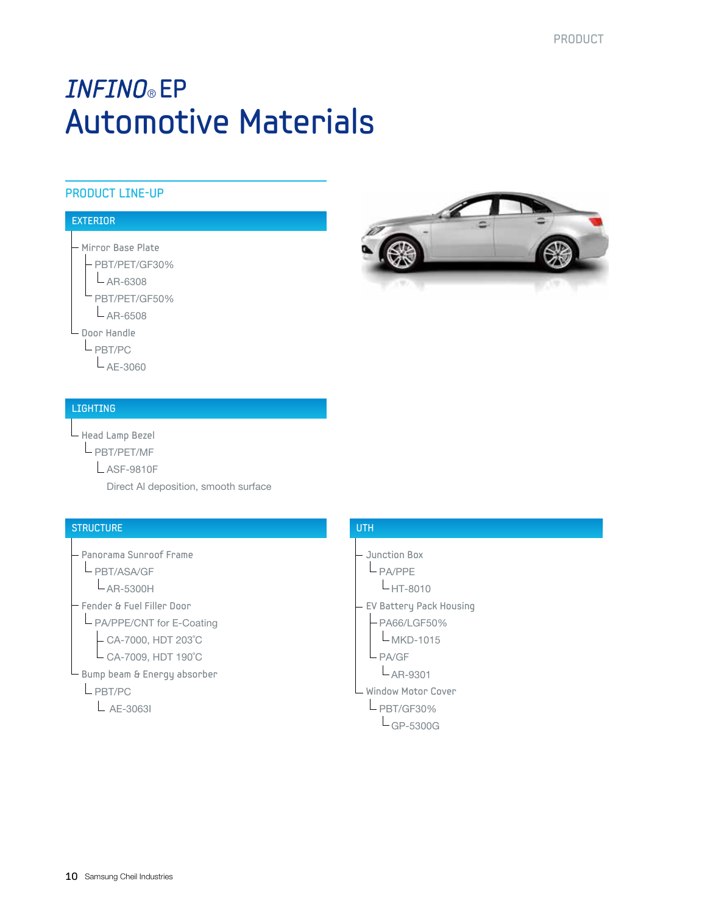# *INFINO*® EP
# Automotive Materials

## PRODUCT LINE-UP

### EXTERIOR

- Mirror Base Plate
  - PBT/PET/GF30%
    - AR-6308
  - PBT/PET/GF50%
    - AR-6508
- Door Handle
  - PBT/PC
    - AE-3060

### LIGHTING

- Head Lamp Bezel
  - PBT/PET/MF
    - ASF-9810F

      Direct Al deposition, smooth surface

### STRUCTURE

- Panorama Sunroof Frame
  - PBT/ASA/GF
    - AR-5300H
- Fender & Fuel Filler Door
  - PA/PPE/CNT for E-Coating
    - CA-7000, HDT 203˚C
    - CA-7009, HDT 190˚C
- Bump beam & Energy absorber
  - PBT/PC
    - AE-3063I

### UTH

- Junction Box
  - PA/PPE
    - HT-8010
- EV Battery Pack Housing
  - PA66/LGF50%
    - MKD-1015
  - PA/GF
    - AR-9301
- Window Motor Cover
  - PBT/GF30%
    - GP-5300G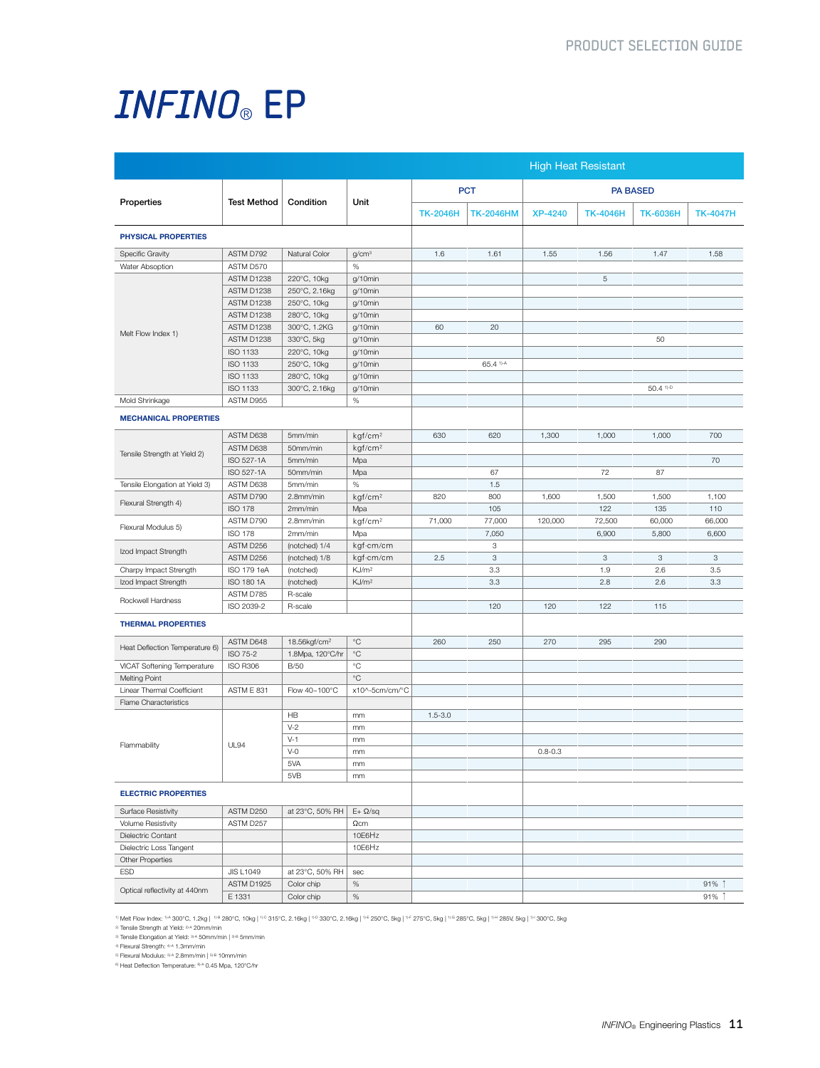# INFINO® EP

| Properties | Test Method | Condition | Unit | High Heat Resistant | | | | | |
|---|---|---|---|---|---|---|---|---|---|
| | | | | PCT | | PA BASED | | | |
| | | | | TK-2046H | TK-2046HM | XP-4240 | TK-4046H | TK-6036H | TK-4047H |
| **PHYSICAL PROPERTIES** | | | | | | | | | |
| Specific Gravity | ASTM D792 | Natural Color | g/cm³ | 1.6 | 1.61 | 1.55 | 1.56 | 1.47 | 1.58 |
| Water Absoption | ASTM D570 | | % | | | | | | |
| Melt Flow Index 1) | ASTM D1238 | 220°C, 10kg | g/10min | | | | 5 | | |
| | ASTM D1238 | 250°C, 2.16kg | g/10min | | | | | | |
| | ASTM D1238 | 250°C, 10kg | g/10min | | | | | | |
| | ASTM D1238 | 280°C, 10kg | g/10min | | | | | | |
| | ASTM D1238 | 300°C, 1.2KG | g/10min | 60 | 20 | | | | |
| | ASTM D1238 | 330°C, 5kg | g/10min | | | | | 50 | |
| | ISO 1133 | 220°C, 10kg | g/10min | | | | | | |
| | ISO 1133 | 250°C, 10kg | g/10min | | 65.4 1)-A | | | | |
| | ISO 1133 | 280°C, 10kg | g/10min | | | | | | |
| | ISO 1133 | 300°C, 2.16kg | g/10min | | | | | 50.4 1)-D | |
| Mold Shrinkage | ASTM D955 | | % | | | | | | |
| **MECHANICAL PROPERTIES** | | | | | | | | | |
| Tensile Strength at Yield 2) | ASTM D638 | 5mm/min | kgf/cm² | 630 | 620 | 1,300 | 1,000 | 1,000 | 700 |
| | ASTM D638 | 50mm/min | kgf/cm² | | | | | | |
| | ISO 527-1A | 5mm/min | Mpa | | | | | | 70 |
| | ISO 527-1A | 50mm/min | Mpa | | 67 | | 72 | 87 | |
| Tensile Elongation at Yield 3) | ASTM D638 | 5mm/min | % | | 1.5 | | | | |
| Flexural Strength 4) | ASTM D790 | 2.8mm/min | kgf/cm² | 820 | 800 | 1,600 | 1,500 | 1,500 | 1,100 |
| | ISO 178 | 2mm/min | Mpa | | 105 | | 122 | 135 | 110 |
| Flexural Modulus 5) | ASTM D790 | 2.8mm/min | kgf/cm² | 71,000 | 77,000 | 120,000 | 72,500 | 60,000 | 66,000 |
| | ISO 178 | 2mm/min | Mpa | | 7,050 | | 6,900 | 5,800 | 6,600 |
| Izod Impact Strength | ASTM D256 | (notched) 1/4 | kgf-cm/cm | | 3 | | | | |
| | ASTM D256 | (notched) 1/8 | kgf-cm/cm | 2.5 | 3 | | 3 | 3 | 3 |
| Charpy Impact Strength | ISO 179 1eA | (notched) | KJ/m² | | 3.3 | | 1.9 | 2.6 | 3.5 |
| Izod Impact Strength | ISO 180 1A | (notched) | KJ/m² | | 3.3 | | 2.8 | 2.6 | 3.3 |
| Rockwell Hardness | ASTM D785 | R-scale | | | | | | | |
| | ISO 2039-2 | R-scale | | | 120 | 120 | 122 | 115 | |
| **THERMAL PROPERTIES** | | | | | | | | | |
| Heat Deflection Temperature 6) | ASTM D648 | 18.56kgf/cm² | °C | 260 | 250 | 270 | 295 | 290 | |
| | ISO 75-2 | 1.8Mpa, 120°C/hr | °C | | | | | | |
| VICAT Softening Temperature | ISO R306 | B/50 | °C | | | | | | |
| Melting Point | | | °C | | | | | | |
| Linear Thermal Coefficient | ASTM E 831 | Flow 40~100°C | x10^-5cm/cm/°C | | | | | | |
| Flame Characteristics | | | | | | | | | |
| Flammability | UL94 | HB | mm | 1.5-3.0 | | | | | |
| | | V-2 | mm | | | | | | |
| | | V-1 | mm | | | | | | |
| | | V-0 | mm | | | 0.8-0.3 | | | |
| | | 5VA | mm | | | | | | |
| | | 5VB | mm | | | | | | |
| **ELECTRIC PROPERTIES** | | | | | | | | | |
| Surface Resistivity | ASTM D250 | at 23°C, 50% RH | E+ Ω/sq | | | | | | |
| Volume Resistivity | ASTM D257 | | Ωcm | | | | | | |
| Dielectric Contant | | | 10E6Hz | | | | | | |
| Dielectric Loss Tangent | | | 10E6Hz | | | | | | |
| Other Properties | | | | | | | | | |
| ESD | JIS L1049 | at 23°C, 50% RH | sec | | | | | | |
| Optical reflectivity at 440nm | ASTM D1925 | Color chip | % | | | | | | 91% ↑ |
| | E 1331 | Color chip | % | | | | | | 91% ↑ |

1) Melt Flow Index: 1)-A 300°C, 1.2kg | 1)-B 280°C, 10kg | 1)-C 315°C, 2.16kg | 1)-D 330°C, 2.16kg | 1)-E 250°C, 5kg | 1)-F 275°C, 5kg | 1)-G 285°C, 5kg | 1)-H 285V, 5kg | 1)-I 300°C, 5kg
2) Tensile Strength at Yield: 2)-A 20mm/min
3) Tensile Elongation at Yield: 3)-A 50mm/min | 3)-B 5mm/min
4) Flexural Strength: 4)-A 1.3mm/min
5) Flexural Modulus: 5)-A 2.8mm/min | 5)-B 10mm/min
6) Heat Deflection Temperature: 6)-A 0.45 Mpa, 120°C/hr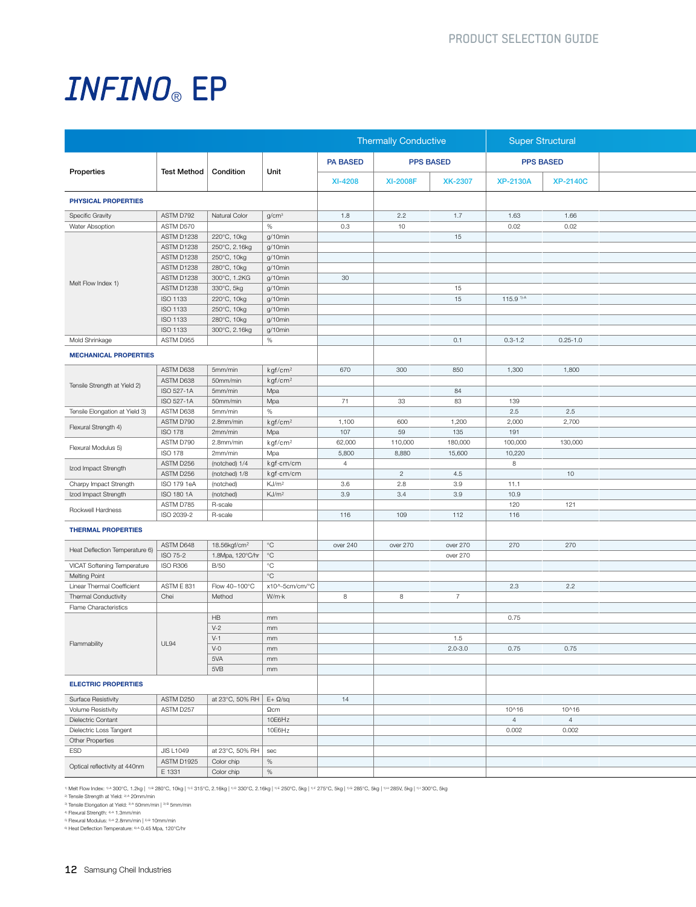# INFINO® EP

| Properties | Test Method | Condition | Unit | Thermally Conductive | | | Super Structural | | |
|---|---|---|---|---|---|---|---|---|---|
| | | | | PA BASED | PPS BASED | | PPS BASED | | |
| | | | | XI-4208 | XI-2008F | XK-2307 | XP-2130A | XP-2140C | |
| **PHYSICAL PROPERTIES** | | | | | | | | | |
| Specific Gravity | ASTM D792 | Natural Color | g/cm³ | 1.8 | 2.2 | 1.7 | 1.63 | 1.66 | |
| Water Absoption | ASTM D570 | | % | 0.3 | 10 | | 0.02 | 0.02 | |
| Melt Flow Index 1) | ASTM D1238 | 220°C, 10kg | g/10min | | | 15 | | | |
| | ASTM D1238 | 250°C, 2.16kg | g/10min | | | | | | |
| | ASTM D1238 | 250°C, 10kg | g/10min | | | | | | |
| | ASTM D1238 | 280°C, 10kg | g/10min | | | | | | |
| | ASTM D1238 | 300°C, 1.2KG | g/10min | 30 | | | | | |
| | ASTM D1238 | 330°C, 5kg | g/10min | | | 15 | | | |
| | ISO 1133 | 220°C, 10kg | g/10min | | | 15 | 115.9 1)-A | | |
| | ISO 1133 | 250°C, 10kg | g/10min | | | | | | |
| | ISO 1133 | 280°C, 10kg | g/10min | | | | | | |
| | ISO 1133 | 300°C, 2.16kg | g/10min | | | | | | |
| Mold Shrinkage | ASTM D955 | | % | | | 0.1 | 0.3-1.2 | 0.25-1.0 | |
| **MECHANICAL PROPERTIES** | | | | | | | | | |
| Tensile Strength at Yield 2) | ASTM D638 | 5mm/min | kgf/cm² | 670 | 300 | 850 | 1,300 | 1,800 | |
| | ASTM D638 | 50mm/min | kgf/cm² | | | | | | |
| | ISO 527-1A | 5mm/min | Mpa | | | 84 | | | |
| | ISO 527-1A | 50mm/min | Mpa | 71 | 33 | 83 | 139 | | |
| Tensile Elongation at Yield 3) | ASTM D638 | 5mm/min | % | | | | 2.5 | 2.5 | |
| Flexural Strength 4) | ASTM D790 | 2.8mm/min | kgf/cm² | 1,100 | 600 | 1,200 | 2,000 | 2,700 | |
| | ISO 178 | 2mm/min | Mpa | 107 | 59 | 135 | 191 | | |
| Flexural Modulus 5) | ASTM D790 | 2.8mm/min | kgf/cm² | 62,000 | 110,000 | 180,000 | 100,000 | 130,000 | |
| | ISO 178 | 2mm/min | Mpa | 5,800 | 8,880 | 15,600 | 10,220 | | |
| Izod Impact Strength | ASTM D256 | (notched) 1/4 | kgf·cm/cm | 4 | | | 8 | | |
| | ASTM D256 | (notched) 1/8 | kgf·cm/cm | | 2 | 4.5 | | 10 | |
| Charpy Impact Strength | ISO 179 1eA | (notched) | KJ/m² | 3.6 | 2.8 | 3.9 | 11.1 | | |
| Izod Impact Strength | ISO 180 1A | (notched) | KJ/m² | 3.9 | 3.4 | 3.9 | 10.9 | | |
| Rockwell Hardness | ASTM D785 | R-scale | | | | | 120 | 121 | |
| | ISO 2039-2 | R-scale | | 116 | 109 | 112 | 116 | | |
| **THERMAL PROPERTIES** | | | | | | | | | |
| Heat Deflection Temperature 6) | ASTM D648 | 18.56kgf/cm² | °C | over 240 | over 270 | over 270 | 270 | 270 | |
| | ISO 75-2 | 1.8Mpa, 120°C/hr | °C | | | over 270 | | | |
| VICAT Softening Temperature | ISO R306 | B/50 | °C | | | | | | |
| Melting Point | | | °C | | | | | | |
| Linear Thermal Coefficient | ASTM E 831 | Flow 40~100°C | x10^-5cm/cm/°C | | | | 2.3 | 2.2 | |
| Thermal Conductivity | Chei | Method | W/m·k | 8 | 8 | 7 | | | |
| Flame Characteristics | | | | | | | | | |
| Flammability | UL94 | HB | mm | | | | 0.75 | | |
| | | V-2 | mm | | | | | | |
| | | V-1 | mm | | | 1.5 | | | |
| | | V-0 | mm | | | 2.0-3.0 | 0.75 | 0.75 | |
| | | 5VA | mm | | | | | | |
| | | 5VB | mm | | | | | | |
| **ELECTRIC PROPERTIES** | | | | | | | | | |
| Surface Resistivity | ASTM D250 | at 23°C, 50% RH | E+ Ω/sq | 14 | | | | | |
| Volume Resistivity | ASTM D257 | | Ωcm | | | | 10^16 | 10^16 | |
| Dielectric Contant | | | 10E6Hz | | | | 4 | 4 | |
| Dielectric Loss Tangent | | | 10E6Hz | | | | 0.002 | 0.002 | |
| Other Properties | | | | | | | | | |
| ESD | JIS L1049 | at 23°C, 50% RH | sec | | | | | | |
| Optical reflectivity at 440nm | ASTM D1925 | Color chip | % | | | | | | |
| | E 1331 | Color chip | % | | | | | | |

1) Melt Flow Index: 1)-A 300°C, 1.2kg | 1)-B 280°C, 10kg | 1)-C 315°C, 2.16kg | 1)-D 330°C, 2.16kg | 1)-E 250°C, 5kg | 1)-F 275°C, 5kg | 1)-G 285°C, 5kg | 1)-H 285V, 5kg | 1)-I 300°C, 5kg
2) Tensile Strength at Yield: 2)-A 20mm/min
3) Tensile Elongation at Yield: 3)-A 50mm/min | 3)-B 5mm/min
4) Flexural Strength: 4)-A 1.3mm/min
5) Flexural Modulus: 5)-A 2.8mm/min | 5)-B 10mm/min
6) Heat Deflection Temperature: 6)-A 0.45 Mpa, 120°C/hr

Samsung Cheil Industries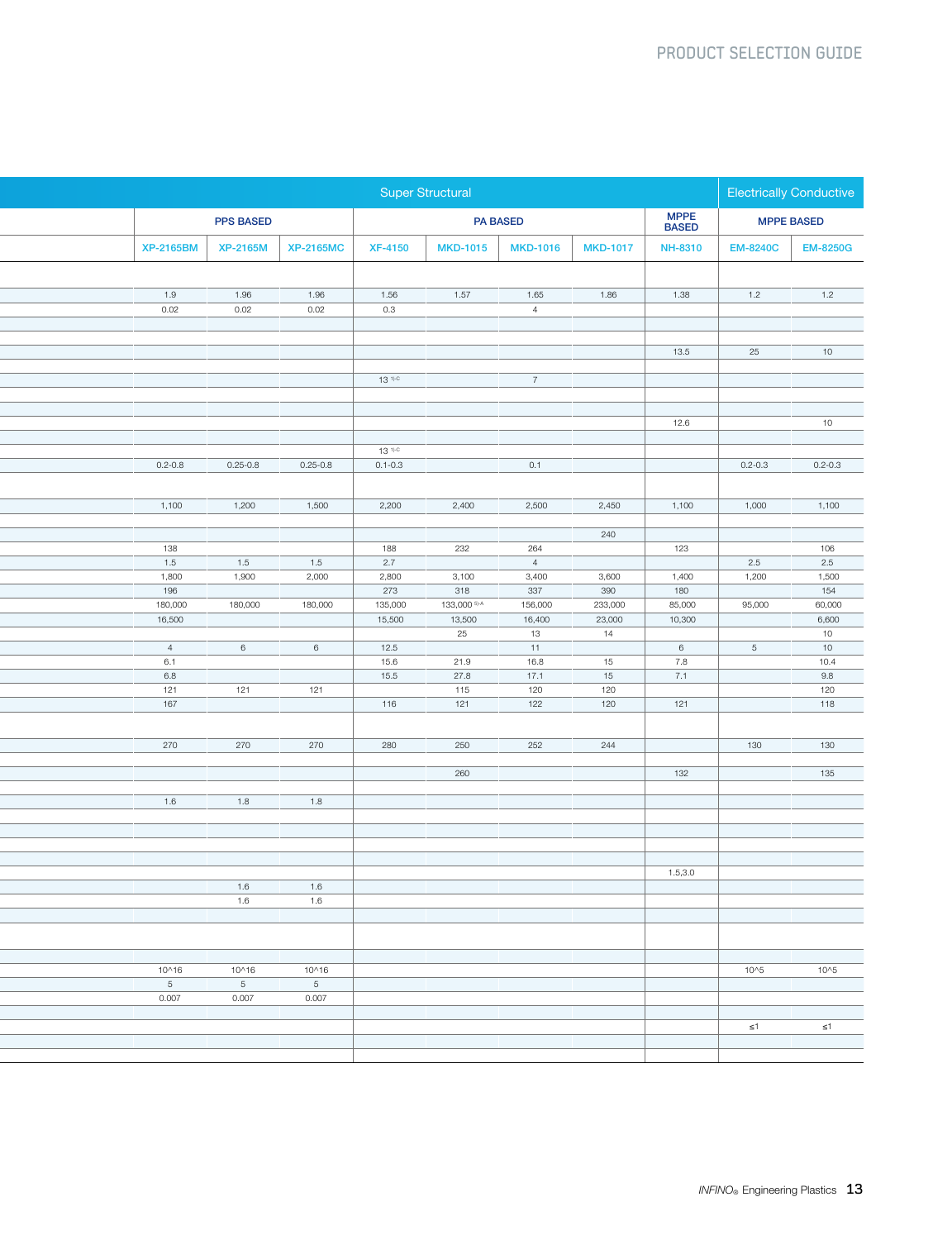| Super Structural | | | | | | | | Electrically Conductive | |
|---|---|---|---|---|---|---|---|---|---|
| PPS BASED | | | PA BASED | | | | MPPE BASED | MPPE BASED | |
| XP-2165BM | XP-2165M | XP-2165MC | XF-4150 | MKD-1015 | MKD-1016 | MKD-1017 | NH-8310 | EM-8240C | EM-8250G |
| | | | | | | | | | |
| 1.9 | 1.96 | 1.96 | 1.56 | 1.57 | 1.65 | 1.86 | 1.38 | 1.2 | 1.2 |
| 0.02 | 0.02 | 0.02 | 0.3 | | 4 | | | | |
| | | | | | | | | | |
| | | | | | | | | | |
| | | | | | | | 13.5 | 25 | 10 |
| | | | | | | | | | |
| | | | 13 [1)-C] | | 7 | | | | |
| | | | | | | | | | |
| | | | | | | | | | |
| | | | | | | | 12.6 | | 10 |
| | | | | | | | | | |
| | | | 13 [1)-C] | | | | | | |
| 0.2-0.8 | 0.25-0.8 | 0.25-0.8 | 0.1-0.3 | | 0.1 | | | 0.2-0.3 | 0.2-0.3 |
| | | | | | | | | | |
| 1,100 | 1,200 | 1,500 | 2,200 | 2,400 | 2,500 | 2,450 | 1,100 | 1,000 | 1,100 |
| | | | | | | | | | |
| | | | | | | 240 | | | |
| 138 | | | 188 | 232 | 264 | | 123 | | 106 |
| 1.5 | 1.5 | 1.5 | 2.7 | | 4 | | | 2.5 | 2.5 |
| 1,800 | 1,900 | 2,000 | 2,800 | 3,100 | 3,400 | 3,600 | 1,400 | 1,200 | 1,500 |
| 196 | | | 273 | 318 | 337 | 390 | 180 | | 154 |
| 180,000 | 180,000 | 180,000 | 135,000 | 133,000 [5)-A] | 156,000 | 233,000 | 85,000 | 95,000 | 60,000 |
| 16,500 | | | 15,500 | 13,500 | 16,400 | 23,000 | 10,300 | | 6,600 |
| | | | | 25 | 13 | 14 | | | 10 |
| 4 | 6 | 6 | 12.5 | | 11 | | 6 | 5 | 10 |
| 6.1 | | | 15.6 | 21.9 | 16.8 | 15 | 7.8 | | 10.4 |
| 6.8 | | | 15.5 | 27.8 | 17.1 | 15 | 7.1 | | 9.8 |
| 121 | 121 | 121 | | 115 | 120 | 120 | | | 120 |
| 167 | | | 116 | 121 | 122 | 120 | 121 | | 118 |
| | | | | | | | | | |
| 270 | 270 | 270 | 280 | 250 | 252 | 244 | | 130 | 130 |
| | | | | | | | | | |
| | | | | 260 | | | 132 | | 135 |
| | | | | | | | | | |
| 1.6 | 1.8 | 1.8 | | | | | | | |
| | | | | | | | | | |
| | | | | | | | | | |
| | | | | | | | | | |
| | | | | | | | | | |
| | | | | | | | 1.5,3.0 | | |
| | 1.6 | 1.6 | | | | | | | |
| | 1.6 | 1.6 | | | | | | | |
| | | | | | | | | | |
| | | | | | | | | | |
| | | | | | | | | | |
| 10^16 | 10^16 | 10^16 | | | | | | 10^5 | 10^5 |
| 5 | 5 | 5 | | | | | | | |
| 0.007 | 0.007 | 0.007 | | | | | | | |
| | | | | | | | | | |
| | | | | | | | | ≤1 | ≤1 |
| | | | | | | | | | |
| | | | | | | | | | |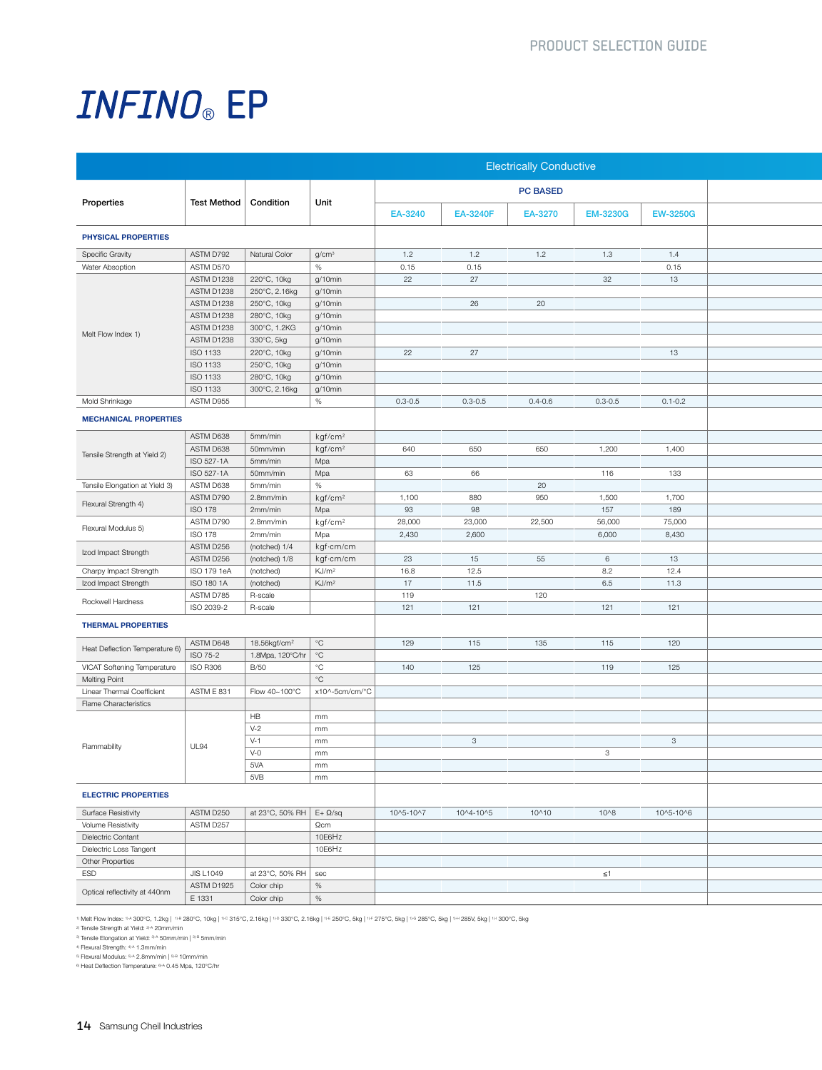# INFINO® EP

| Properties | Test Method | Condition | Unit | Electrically Conductive | | | | |
|---|---|---|---|---|---|---|---|---|
| | | | | PC BASED | | | | |
| | | | | EA-3240 | EA-3240F | EA-3270 | EM-3230G | EW-3250G |
| **PHYSICAL PROPERTIES** | | | | | | | | |
| Specific Gravity | ASTM D792 | Natural Color | g/cm³ | 1.2 | 1.2 | 1.2 | 1.3 | 1.4 |
| Water Absoption | ASTM D570 | | % | 0.15 | 0.15 | | | 0.15 |
| Melt Flow Index 1) | ASTM D1238 | 220°C, 10kg | g/10min | 22 | 27 | | 32 | 13 |
| | ASTM D1238 | 250°C, 2.16kg | g/10min | | | | | |
| | ASTM D1238 | 250°C, 10kg | g/10min | | 26 | 20 | | |
| | ASTM D1238 | 280°C, 10kg | g/10min | | | | | |
| | ASTM D1238 | 300°C, 1.2KG | g/10min | | | | | |
| | ASTM D1238 | 330°C, 5kg | g/10min | | | | | |
| | ISO 1133 | 220°C, 10kg | g/10min | 22 | 27 | | | 13 |
| | ISO 1133 | 250°C, 10kg | g/10min | | | | | |
| | ISO 1133 | 280°C, 10kg | g/10min | | | | | |
| | ISO 1133 | 300°C, 2.16kg | g/10min | | | | | |
| Mold Shrinkage | ASTM D955 | | % | 0.3-0.5 | 0.3-0.5 | 0.4-0.6 | 0.3-0.5 | 0.1-0.2 |
| **MECHANICAL PROPERTIES** | | | | | | | | |
| Tensile Strength at Yield 2) | ASTM D638 | 5mm/min | kgf/cm² | | | | | |
| | ASTM D638 | 50mm/min | kgf/cm² | 640 | 650 | 650 | 1,200 | 1,400 |
| | ISO 527-1A | 5mm/min | Mpa | | | | | |
| | ISO 527-1A | 50mm/min | Mpa | 63 | 66 | | 116 | 133 |
| Tensile Elongation at Yield 3) | ASTM D638 | 5mm/min | % | | | 20 | | |
| Flexural Strength 4) | ASTM D790 | 2.8mm/min | kgf/cm² | 1,100 | 880 | 950 | 1,500 | 1,700 |
| | ISO 178 | 2mm/min | Mpa | 93 | 98 | | 157 | 189 |
| Flexural Modulus 5) | ASTM D790 | 2.8mm/min | kgf/cm² | 28,000 | 23,000 | 22,500 | 56,000 | 75,000 |
| | ISO 178 | 2mm/min | Mpa | 2,430 | 2,600 | | 6,000 | 8,430 |
| Izod Impact Strength | ASTM D256 | (notched) 1/4 | kgf·cm/cm | | | | | |
| | ASTM D256 | (notched) 1/8 | kgf·cm/cm | 23 | 15 | 55 | 6 | 13 |
| Charpy Impact Strength | ISO 179 1eA | (notched) | KJ/m² | 16.8 | 12.5 | | 8.2 | 12.4 |
| Izod Impact Strength | ISO 180 1A | (notched) | KJ/m² | 17 | 11.5 | | 6.5 | 11.3 |
| Rockwell Hardness | ASTM D785 | R-scale | | 119 | | 120 | | |
| | ISO 2039-2 | R-scale | | 121 | 121 | | 121 | 121 |
| **THERMAL PROPERTIES** | | | | | | | | |
| Heat Deflection Temperature 6) | ASTM D648 | 18.56kgf/cm² | °C | 129 | 115 | 135 | 115 | 120 |
| | ISO 75-2 | 1.8Mpa, 120°C/hr | °C | | | | | |
| VICAT Softening Temperature | ISO R306 | B/50 | °C | 140 | 125 | | 119 | 125 |
| Melting Point | | | °C | | | | | |
| Linear Thermal Coefficient | ASTM E 831 | Flow 40~100°C | x10^-5cm/cm/°C | | | | | |
| Flame Characteristics | | | | | | | | |
| Flammability | UL94 | HB | mm | | | | | |
| | | V-2 | mm | | | | | |
| | | V-1 | mm | | 3 | | | 3 |
| | | V-0 | mm | | | | 3 | |
| | | 5VA | mm | | | | | |
| | | 5VB | mm | | | | | |
| **ELECTRIC PROPERTIES** | | | | | | | | |
| Surface Resistivity | ASTM D250 | at 23°C, 50% RH | E+ Ω/sq | 10^5-10^7 | 10^4-10^5 | 10^10 | 10^8 | 10^5-10^6 |
| Volume Resistivity | ASTM D257 | | Ωcm | | | | | |
| Dielectric Contant | | | 10E6Hz | | | | | |
| Dielectric Loss Tangent | | | 10E6Hz | | | | | |
| Other Properties | | | | | | | | |
| ESD | JIS L1049 | at 23°C, 50% RH | sec | | | | ≤1 | |
| Optical reflectivity at 440nm | ASTM D1925 | Color chip | % | | | | | |
| | E 1331 | Color chip | % | | | | | |

1) Melt Flow Index: 1)-A 300°C, 1.2kg | 1)-B 280°C, 10kg | 1)-C 315°C, 2.16kg | 1)-D 330°C, 2.16kg | 1)-E 250°C, 5kg | 1)-F 275°C, 5kg | 1)-G 285°C, 5kg | 1)-H 285V, 5kg | 1)-I 300°C, 5kg
2) Tensile Strength at Yield: 2)-A 20mm/min
3) Tensile Elongation at Yield: 3)-A 50mm/min | 3)-B 5mm/min
4) Flexural Strength: 4)-A 1.3mm/min
5) Flexural Modulus: 5)-A 2.8mm/min | 5)-B 10mm/min
6) Heat Deflection Temperature: 6)-A 0.45 Mpa, 120°C/hr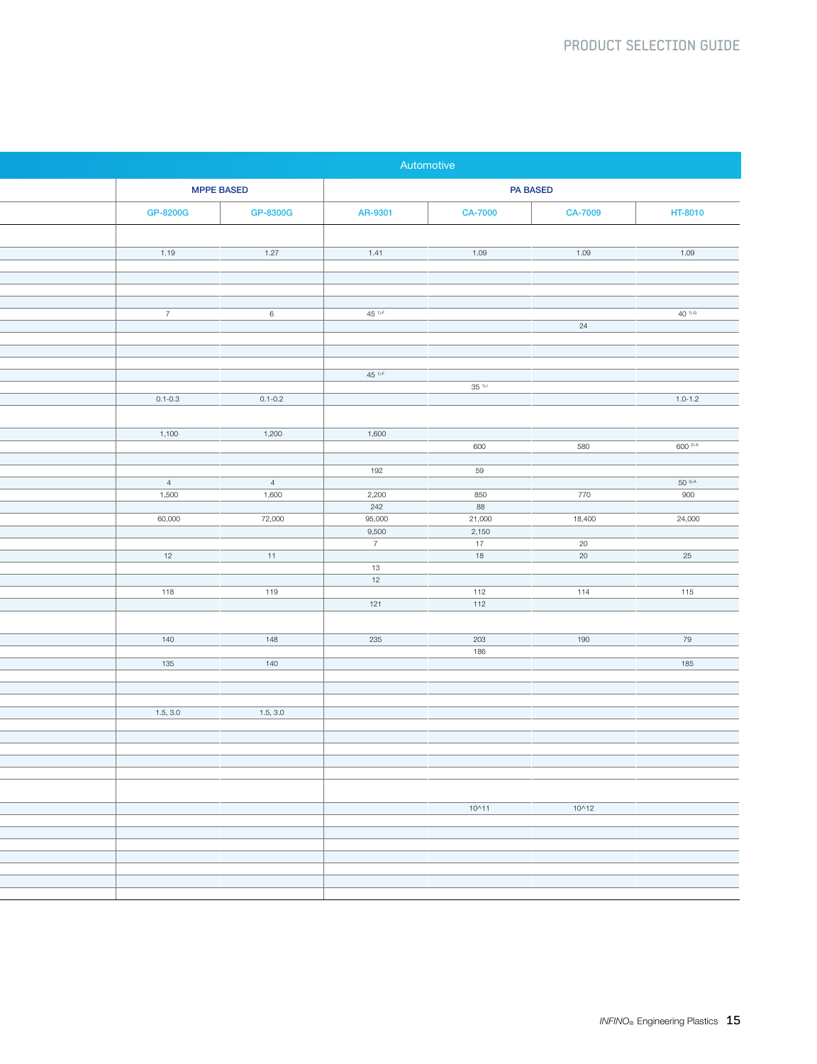| | Automotive | | | | | |
|---|---|---|---|---|---|---|
| | MPPE BASED | | PA BASED | | | |
| | GP-8200G | GP-8300G | AR-9301 | CA-7000 | CA-7009 | HT-8010 |
| | | | | | | |
| | 1.19 | 1.27 | 1.41 | 1.09 | 1.09 | 1.09 |
| | | | | | | |
| | | | | | | |
| | | | | | | |
| | | | | | | |
| | 7 | 6 | 45 [1)-F] | | | 40 [1)-G] |
| | | | | | 24 | |
| | | | | | | |
| | | | | | | |
| | | | | | | |
| | | | 45 [1)-F] | | | |
| | | | | 35 [1)-I] | | |
| | 0.1-0.3 | 0.1-0.2 | | | | 1.0-1.2 |
| | | | | | | |
| | 1,100 | 1,200 | 1,600 | | | |
| | | | | 600 | 580 | 600 [2)-A] |
| | | | | | | |
| | | | 192 | 59 | | |
| | 4 | 4 | | | | 50 [3)-A] |
| | 1,500 | 1,600 | 2,200 | 850 | 770 | 900 |
| | | | 242 | 88 | | |
| | 60,000 | 72,000 | 95,000 | 21,000 | 18,400 | 24,000 |
| | | | 9,500 | 2,150 | | |
| | | | 7 | 17 | 20 | |
| | 12 | 11 | | 18 | 20 | 25 |
| | | | 13 | | | |
| | | | 12 | | | |
| | 118 | 119 | | 112 | 114 | 115 |
| | | | 121 | 112 | | |
| | | | | | | |
| | 140 | 148 | 235 | 203 | 190 | 79 |
| | | | | 186 | | |
| | 135 | 140 | | | | 185 |
| | | | | | | |
| | | | | | | |
| | | | | | | |
| | 1.5, 3.0 | 1.5, 3.0 | | | | |
| | | | | | | |
| | | | | | | |
| | | | | | | |
| | | | | | | |
| | | | | | | |
| | | | | | | |
| | | | | $10^{11}$ | $10^{12}$ | |
| | | | | | | |
| | | | | | | |
| | | | | | | |
| | | | | | | |
| | | | | | | |
| | | | | | | |
| | | | | | | |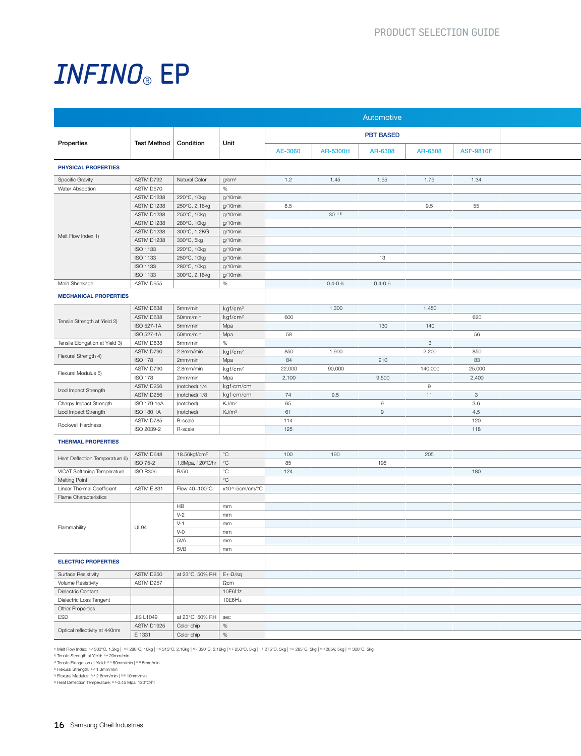# INFINO® EP

| Properties | Test Method | Condition | Unit | Automotive | | | | | |
|---|---|---|---|---|---|---|---|---|---|
| | | | | PBT BASED | | | | | |
| | | | | AE-3060 | AR-5300H | AR-6308 | AR-6508 | ASF-9810F | |
| **PHYSICAL PROPERTIES** | | | | | | | | | |
| Specific Gravity | ASTM D792 | Natural Color | g/cm³ | 1.2 | 1.45 | 1.55 | 1.75 | 1.34 | |
| Water Absoption | ASTM D570 | | % | | | | | | |
| Melt Flow Index 1) | ASTM D1238 | 220°C, 10kg | g/10min | | | | | | |
| | ASTM D1238 | 250°C, 2.16kg | g/10min | 8.5 | | | 9.5 | 55 | |
| | ASTM D1238 | 250°C, 10kg | g/10min | | 30 1)-E | | | | |
| | ASTM D1238 | 280°C, 10kg | g/10min | | | | | | |
| | ASTM D1238 | 300°C, 1.2KG | g/10min | | | | | | |
| | ASTM D1238 | 330°C, 5kg | g/10min | | | | | | |
| | ISO 1133 | 220°C, 10kg | g/10min | | | | | | |
| | ISO 1133 | 250°C, 10kg | g/10min | | | 13 | | | |
| | ISO 1133 | 280°C, 10kg | g/10min | | | | | | |
| | ISO 1133 | 300°C, 2.16kg | g/10min | | | | | | |
| Mold Shrinkage | ASTM D955 | | % | | 0.4-0.6 | 0.4-0.6 | | | |
| **MECHANICAL PROPERTIES** | | | | | | | | | |
| Tensile Strength at Yield 2) | ASTM D638 | 5mm/min | kgf/cm² | | 1,300 | | 1,450 | | |
| | ASTM D638 | 50mm/min | kgf/cm² | 600 | | | | 620 | |
| | ISO 527-1A | 5mm/min | Mpa | | | 130 | 140 | | |
| | ISO 527-1A | 50mm/min | Mpa | 58 | | | | 56 | |
| Tensile Elongation at Yield 3) | ASTM D638 | 5mm/min | % | | | | 3 | | |
| Flexural Strength 4) | ASTM D790 | 2.8mm/min | kgf/cm² | 850 | 1,900 | | 2,200 | 850 | |
| | ISO 178 | 2mm/min | Mpa | 84 | | 210 | | 83 | |
| Flexural Modulus 5) | ASTM D790 | 2.8mm/min | kgf/cm² | 22,000 | 90,000 | | 140,000 | 25,000 | |
| | ISO 178 | 2mm/min | Mpa | 2,100 | | 9,500 | | 2,400 | |
| Izod Impact Strength | ASTM D256 | (notched) 1/4 | kgf·cm/cm | | | | 9 | | |
| | ASTM D256 | (notched) 1/8 | kgf·cm/cm | 74 | 9.5 | | 11 | 3 | |
| Charpy Impact Strength | ISO 179 1eA | (notched) | KJ/m² | 65 | | 9 | | 3.6 | |
| Izod Impact Strength | ISO 180 1A | (notched) | KJ/m² | 61 | | 9 | | 4.5 | |
| Rockwell Hardness | ASTM D785 | R-scale | | 114 | | | | 120 | |
| | ISO 2039-2 | R-scale | | 125 | | | | 118 | |
| **THERMAL PROPERTIES** | | | | | | | | | |
| Heat Deflection Temperature 6) | ASTM D648 | 18.56kgf/cm² | °C | 100 | 190 | | 205 | | |
| | ISO 75-2 | 1.8Mpa, 120°C/hr | °C | 85 | | 195 | | | |
| VICAT Softening Temperature | ISO R306 | B/50 | °C | 124 | | | | 180 | |
| Melting Point | | | °C | | | | | | |
| Linear Thermal Coefficient | ASTM E 831 | Flow 40~100°C | x10^-5cm/cm/°C | | | | | | |
| Flame Characteristics | | | | | | | | | |
| Flammability | UL94 | HB | mm | | | | | | |
| | | V-2 | mm | | | | | | |
| | | V-1 | mm | | | | | | |
| | | V-0 | mm | | | | | | |
| | | 5VA | mm | | | | | | |
| | | 5VB | mm | | | | | | |
| **ELECTRIC PROPERTIES** | | | | | | | | | |
| Surface Resistivity | ASTM D250 | at 23°C, 50% RH | E+ Ω/sq | | | | | | |
| Volume Resistivity | ASTM D257 | | Ωcm | | | | | | |
| Dielectric Contant | | | 10E6Hz | | | | | | |
| Dielectric Loss Tangent | | | 10E6Hz | | | | | | |
| Other Properties | | | | | | | | | |
| ESD | JIS L1049 | at 23°C, 50% RH | sec | | | | | | |
| Optical reflectivity at 440nm | ASTM D1925 | Color chip | % | | | | | | |
| | E 1331 | Color chip | % | | | | | | |

1) Melt Flow Index: 1)-A 300°C, 1.2kg | 1)-B 280°C, 10kg | 1)-C 315°C, 2.16kg | 1)-D 330°C, 2.16kg | 1)-E 250°C, 5kg | 1)-F 275°C, 5kg | 1)-G 285°C, 5kg | 1)-H 285V, 5kg | 1)-I 300°C, 5kg
2) Tensile Strength at Yield: 2)-A 20mm/min
3) Tensile Elongation at Yield: 3)-A 50mm/min | 3)-B 5mm/min
4) Flexural Strength: 4)-A 1.3mm/min
5) Flexural Modulus: 5)-A 2.8mm/min | 5)-B 10mm/min
6) Heat Deflection Temperature: 6)-A 0.45 Mpa, 120°C/hr

Samsung Cheil Industries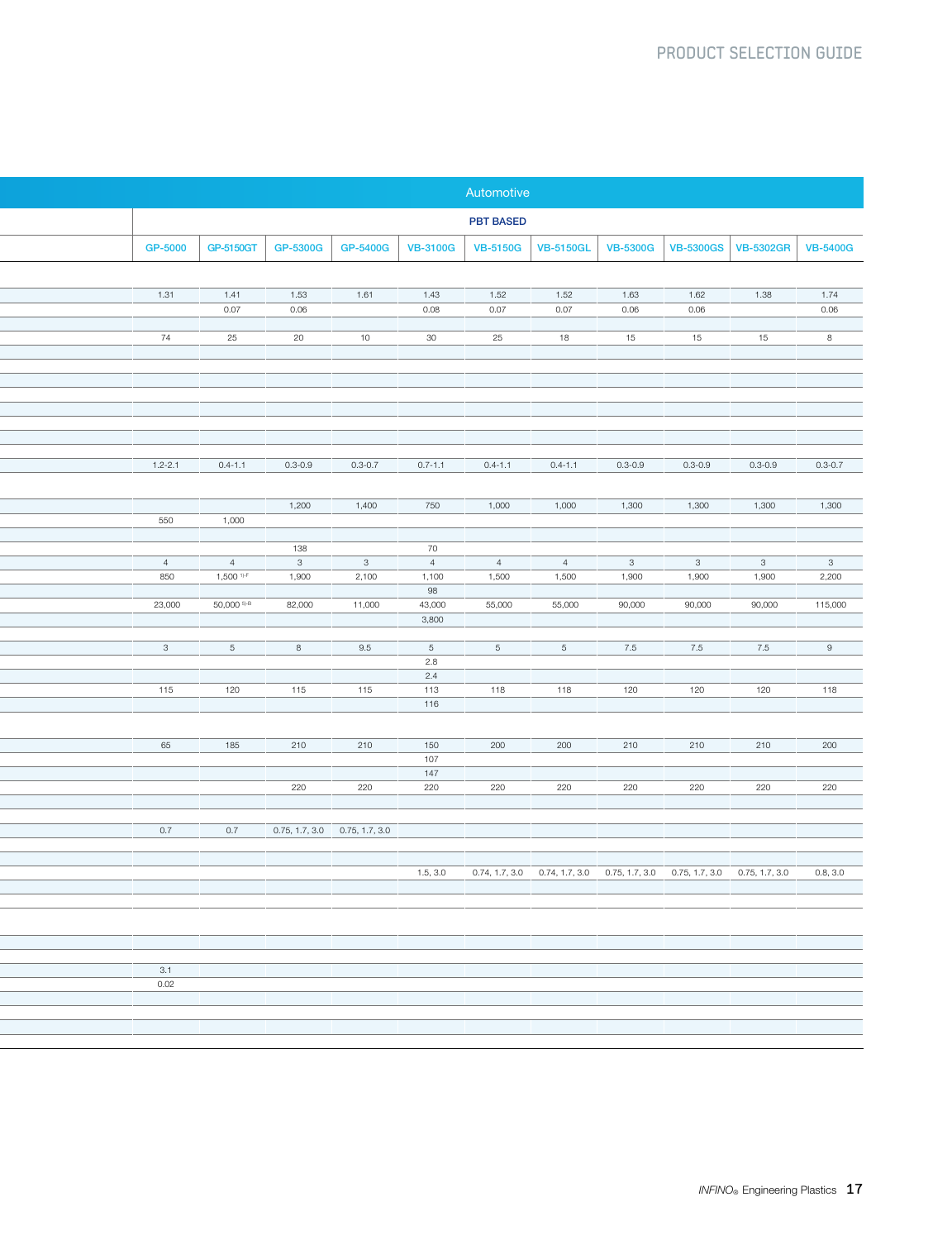| | Automotive | | | | | | | | | | |
|---|---|---|---|---|---|---|---|---|---|---|---|
| | PBT BASED | | | | | | | | | | |
| | GP-5000 | GP-5150GT | GP-5300G | GP-5400G | VB-3100G | VB-5150G | VB-5150GL | VB-5300G | VB-5300GS | VB-5302GR | VB-5400G |
| | | | | | | | | | | | |
| | 1.31 | 1.41 | 1.53 | 1.61 | 1.43 | 1.52 | 1.52 | 1.63 | 1.62 | 1.38 | 1.74 |
| | | 0.07 | 0.06 | | 0.08 | 0.07 | 0.07 | 0.06 | 0.06 | | 0.06 |
| | | | | | | | | | | | |
| | 74 | 25 | 20 | 10 | 30 | 25 | 18 | 15 | 15 | 15 | 8 |
| | | | | | | | | | | | |
| | | | | | | | | | | | |
| | | | | | | | | | | | |
| | | | | | | | | | | | |
| | | | | | | | | | | | |
| | | | | | | | | | | | |
| | | | | | | | | | | | |
| | | | | | | | | | | | |
| | 1.2-2.1 | 0.4-1.1 | 0.3-0.9 | 0.3-0.7 | 0.7-1.1 | 0.4-1.1 | 0.4-1.1 | 0.3-0.9 | 0.3-0.9 | 0.3-0.9 | 0.3-0.7 |
| | | | | | | | | | | | |
| | | | 1,200 | 1,400 | 750 | 1,000 | 1,000 | 1,300 | 1,300 | 1,300 | 1,300 |
| | 550 | 1,000 | | | | | | | | | |
| | | | | | | | | | | | |
| | | | 138 | | 70 | | | | | | |
| | 4 | 4 | 3 | 3 | 4 | 4 | 4 | 3 | 3 | 3 | 3 |
| | 850 | 1,500 [1)-F] | 1,900 | 2,100 | 1,100 | 1,500 | 1,500 | 1,900 | 1,900 | 1,900 | 2,200 |
| | | | | | 98 | | | | | | |
| | 23,000 | 50,000 [5)-B] | 82,000 | 11,000 | 43,000 | 55,000 | 55,000 | 90,000 | 90,000 | 90,000 | 115,000 |
| | | | | | 3,800 | | | | | | |
| | | | | | | | | | | | |
| | 3 | 5 | 8 | 9.5 | 5 | 5 | 5 | 7.5 | 7.5 | 7.5 | 9 |
| | | | | | 2.8 | | | | | | |
| | | | | | 2.4 | | | | | | |
| | 115 | 120 | 115 | 115 | 113 | 118 | 118 | 120 | 120 | 120 | 118 |
| | | | | | 116 | | | | | | |
| | | | | | | | | | | | |
| | 65 | 185 | 210 | 210 | 150 | 200 | 200 | 210 | 210 | 210 | 200 |
| | | | | | 107 | | | | | | |
| | | | | | 147 | | | | | | |
| | | | 220 | 220 | 220 | 220 | 220 | 220 | 220 | 220 | 220 |
| | | | | | | | | | | | |
| | | | | | | | | | | | |
| | 0.7 | 0.7 | 0.75, 1.7, 3.0 | 0.75, 1.7, 3.0 | | | | | | | |
| | | | | | | | | | | | |
| | | | | | | | | | | | |
| | | | | | 1.5, 3.0 | 0.74, 1.7, 3.0 | 0.74, 1.7, 3.0 | 0.75, 1.7, 3.0 | 0.75, 1.7, 3.0 | 0.75, 1.7, 3.0 | 0.8, 3.0 |
| | | | | | | | | | | | |
| | | | | | | | | | | | |
| | | | | | | | | | | | |
| | | | | | | | | | | | |
| | | | | | | | | | | | |
| | 3.1 | | | | | | | | | | |
| | 0.02 | | | | | | | | | | |
| | | | | | | | | | | | |
| | | | | | | | | | | | |
| | | | | | | | | | | | |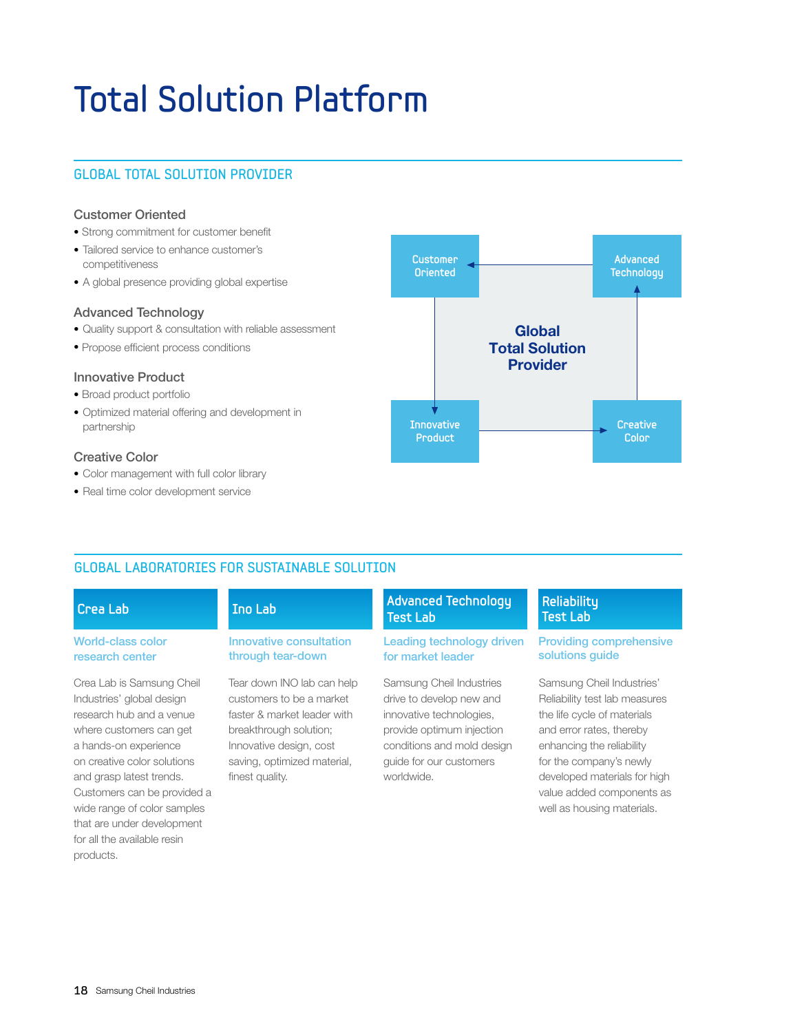# Total Solution Platform

## GLOBAL TOTAL SOLUTION PROVIDER

### Customer Oriented

- Strong commitment for customer benefit
- Tailored service to enhance customer's competitiveness
- A global presence providing global expertise

### Advanced Technology

- Quality support & consultation with reliable assessment
- Propose efficient process conditions

### Innovative Product

- Broad product portfolio
- Optimized material offering and development in partnership

### Creative Color

- Color management with full color library
- Real time color development service

Customer Oriented

Advanced Technology

Global Total Solution Provider

Innovative Product

Creative Color

## GLOBAL LABORATORIES FOR SUSTAINABLE SOLUTION

### Crea Lab

**World-class color research center**

Crea Lab is Samsung Cheil Industries' global design research hub and a venue where customers can get a hands-on experience on creative color solutions and grasp latest trends. Customers can be provided a wide range of color samples that are under development for all the available resin products.

### Ino Lab

**Innovative consultation through tear-down**

Tear down INO lab can help customers to be a market faster & market leader with breakthrough solution; Innovative design, cost saving, optimized material, finest quality.

### Advanced Technology Test Lab

**Leading technology driven for market leader**

Samsung Cheil Industries drive to develop new and innovative technologies, provide optimum injection conditions and mold design guide for our customers worldwide.

### Reliability Test Lab

**Providing comprehensive solutions guide**

Samsung Cheil Industries' Reliability test lab measures the life cycle of materials and error rates, thereby enhancing the reliability for the company's newly developed materials for high value added components as well as housing materials.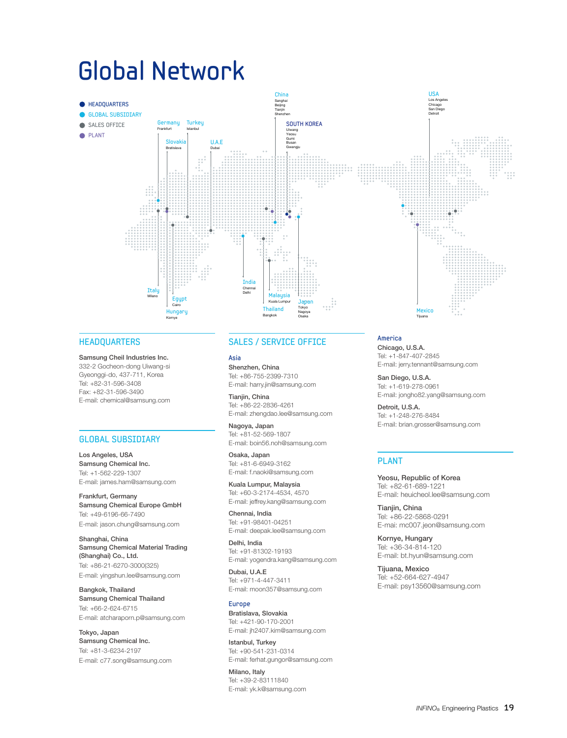# Global Network

- HEADQUARTERS
- GLOBAL SUBSIDIARY
- SALES OFFICE
- PLANT

China: Sanghai, Beijing, Tianjin, Shenzhen

USA: Los Angeles, Chicago, San Diego, Detroit

SOUTH KOREA: Uiwang, Yeosu, Gumi, Busan, Gwangju

Germany: Frankfurt

Turkey: Istanbul

Slovakia: Bratislava

U.A.E: Dubai

Italy: Milano

Egypt: Cairo

Hungary: Kornye

India: Chennai, Delhi

Malaysia: Kuala Lumpur

Thailand: Bangkok

Japan: Tokyo, Nagoya, Osaka

Mexico: Tijuana

## HEADQUARTERS

**Samsung Cheil Industries Inc.**
332-2 Gocheon-dong Uiwang-si
Gyeonggi-do, 437-711, Korea
Tel: +82-31-596-3408
Fax: +82-31-596-3490
E-mail: chemical@samsung.com

## GLOBAL SUBSIDIARY

**Los Angeles, USA**
**Samsung Chemical Inc.**
Tel: +1-562-229-1307
E-mail: james.ham@samsung.com

**Frankfurt, Germany**
**Samsung Chemical Europe GmbH**
Tel: +49-6196-66-7490
E-mail: jason.chung@samsung.com

**Shanghai, China**
**Samsung Chemical Material Trading (Shanghai) Co., Ltd.**
Tel: +86-21-6270-3000(325)
E-mail: yingshun.lee@samsung.com

**Bangkok, Thailand**
**Samsung Chemical Thailand**
Tel: +66-2-624-6715
E-mail: atcharaporn.p@samsung.com

**Tokyo, Japan**
**Samsung Chemical Inc.**
Tel: +81-3-6234-2197
E-mail: c77.song@samsung.com

## SALES / SERVICE OFFICE

### Asia

**Shenzhen, China**
Tel: +86-755-2399-7310
E-mail: harry.jin@samsung.com

**Tianjin, China**
Tel: +86-22-2836-4261
E-mail: zhengdao.lee@samsung.com

**Nagoya, Japan**
Tel: +81-52-569-1807
E-mail: boin56.noh@samsung.com

**Osaka, Japan**
Tel: +81-6-6949-3162
E-mail: f.naoki@samsung.com

**Kuala Lumpur, Malaysia**
Tel: +60-3-2174-4534, 4570
E-mail: jeffrey.kang@samsung.com

**Chennai, India**
Tel: +91-98401-04251
E-mail: deepak.lee@samsung.com

**Delhi, India**
Tel: +91-81302-19193
E-mail: yogendra.kang@samsung.com

**Dubai, U.A.E**
Tel: +971-4-447-3411
E-mail: moon357@samsung.com

### Europe

**Bratislava, Slovakia**
Tel: +421-90-170-2001
E-mail: jh2407.kim@samsung.com

**Istanbul, Turkey**
Tel: +90-541-231-0314
E-mail: ferhat.gungor@samsung.com

**Milano, Italy**
Tel: +39-2-83111840
E-mail: yk.k@samsung.com

### America

**Chicago, U.S.A.**
Tel: +1-847-407-2845
E-mail: jerry.tennant@samsung.com

**San Diego, U.S.A.**
Tel: +1-619-278-0961
E-mail: jongho82.yang@samsung.com

**Detroit, U.S.A.**
Tel: +1-248-276-8484
E-mail: brian.grosser@samsung.com

## PLANT

**Yeosu, Republic of Korea**
Tel: +82-61-689-1221
E-mail: heuicheol.lee@samsung.com

**Tianjin, China**
Tel: +86-22-5868-0291
E-mai: mc007.jeon@samsung.com

**Kornye, Hungary**
Tel: +36-34-814-120
E-mail: bt.hyun@samsung.com

**Tijuana, Mexico**
Tel: +52-664-627-4947
E-mail: psy13560@samsung.com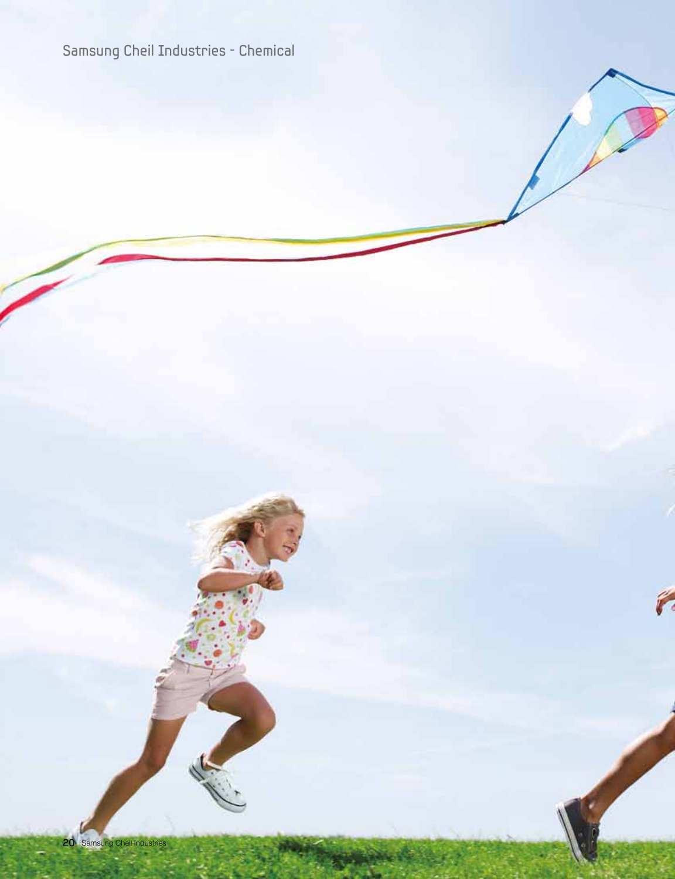Samsung Cheil Industries - Chemical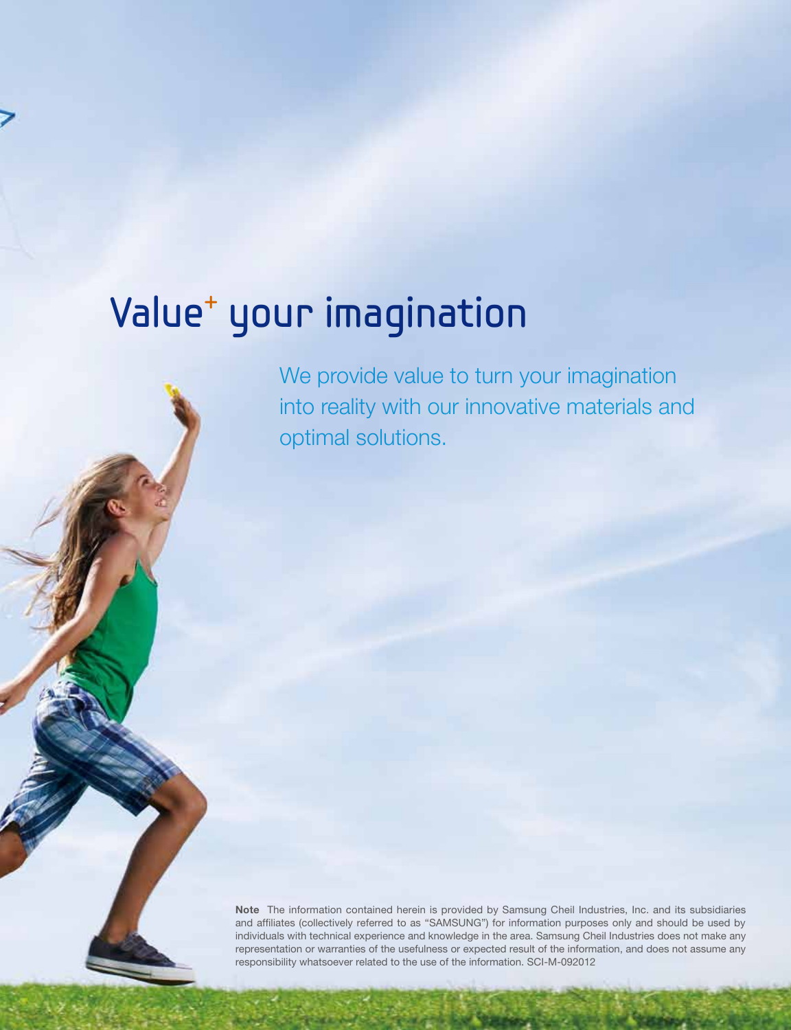# Value+ your imagination

We provide value to turn your imagination into reality with our innovative materials and optimal solutions.

**Note** The information contained herein is provided by Samsung Cheil Industries, Inc. and its subsidiaries and affiliates (collectively referred to as "SAMSUNG") for information purposes only and should be used by individuals with technical experience and knowledge in the area. Samsung Cheil Industries does not make any representation or warranties of the usefulness or expected result of the information, and does not assume any responsibility whatsoever related to the use of the information. SCI-M-092012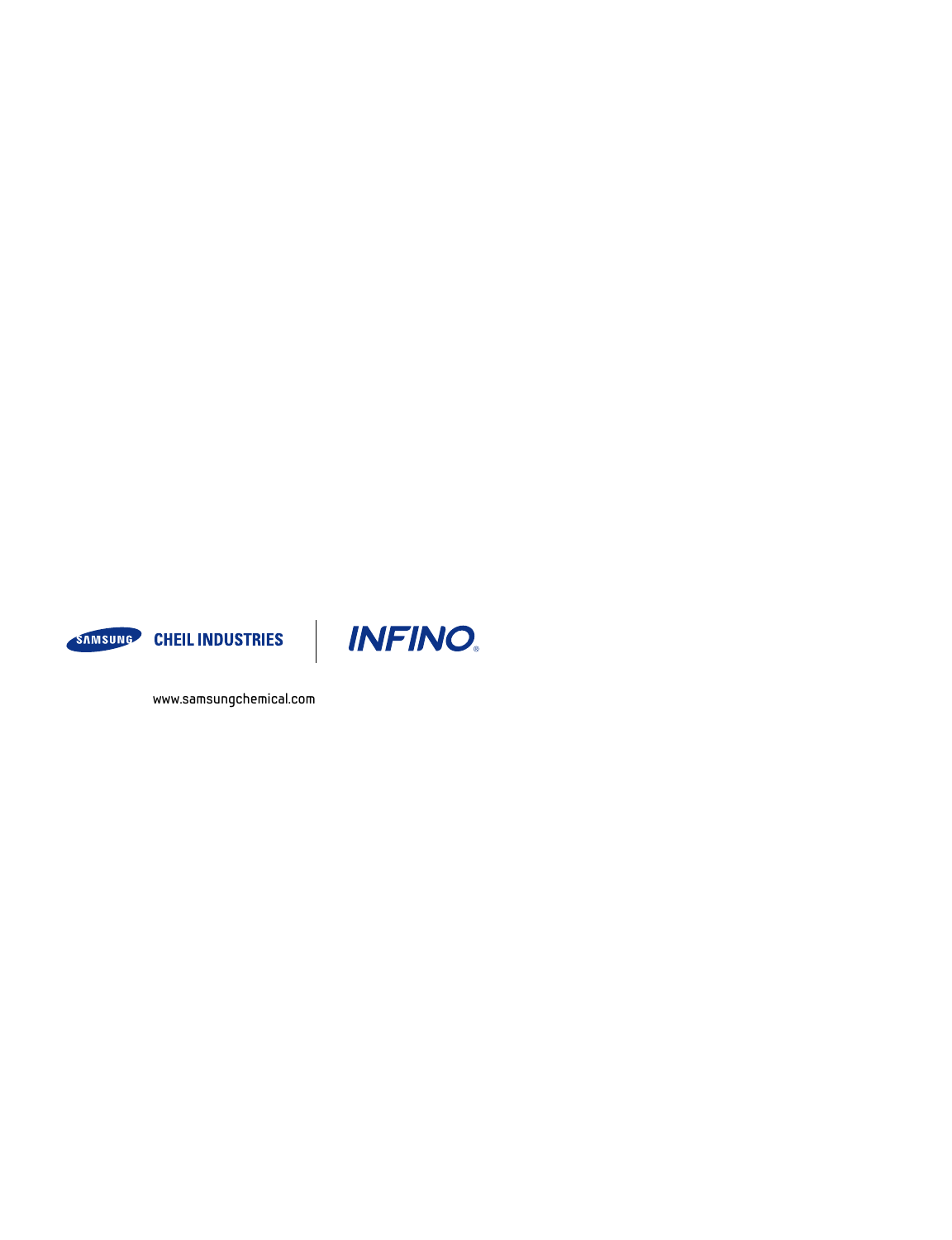SAMSUNG CHEIL INDUSTRIES | INFINO®

www.samsungchemical.com